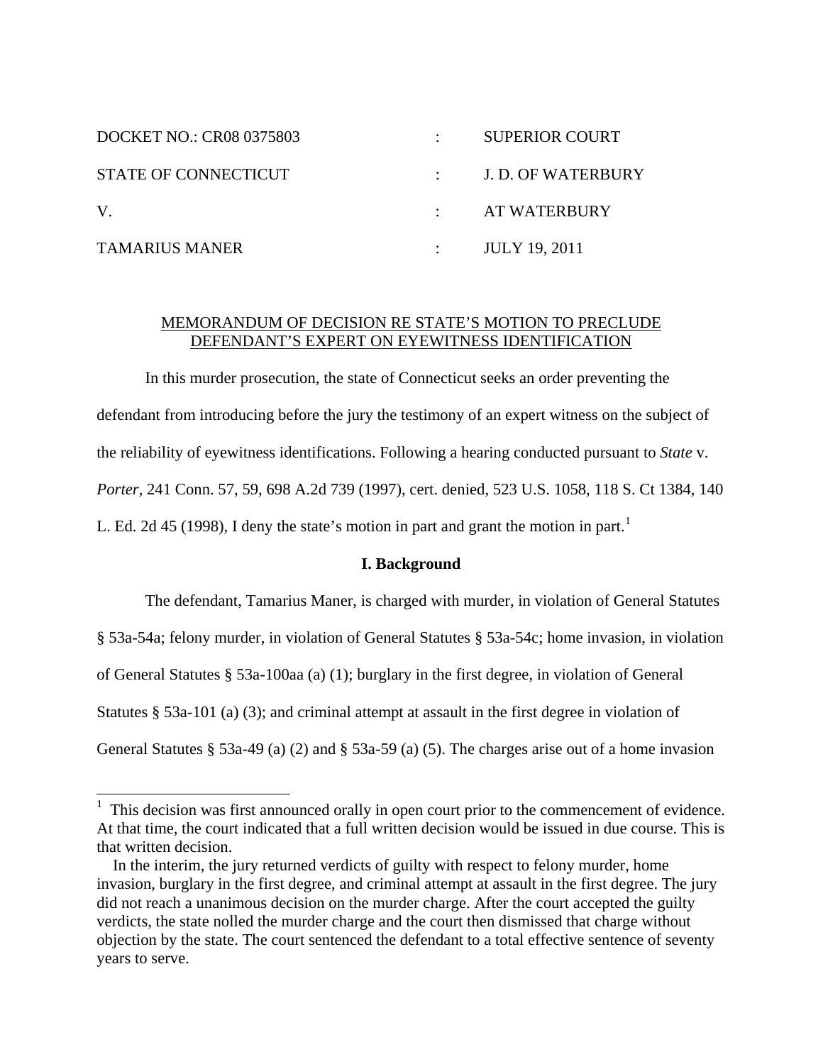| DOCKET NO.: CR08 0375803 | : | SUPERIOR COURT |
| --- | --- | --- |
| STATE OF CONNECTICUT | : | J. D. OF WATERBURY |
| V. | : | AT WATERBURY |
| TAMARIUS MANER | : | JULY 19, 2011 |

MEMORANDUM OF DECISION RE STATE'S MOTION TO PRECLUDE DEFENDANT'S EXPERT ON EYEWITNESS IDENTIFICATION

In this murder prosecution, the state of Connecticut seeks an order preventing the defendant from introducing before the jury the testimony of an expert witness on the subject of the reliability of eyewitness identifications. Following a hearing conducted pursuant to *State* v. *Porter*, 241 Conn. 57, 59, 698 A.2d 739 (1997), cert. denied, 523 U.S. 1058, 118 S. Ct 1384, 140 L. Ed. 2d 45 (1998), I deny the state's motion in part and grant the motion in part.[1]

## I. Background

The defendant, Tamarius Maner, is charged with murder, in violation of General Statutes § 53a-54a; felony murder, in violation of General Statutes § 53a-54c; home invasion, in violation of General Statutes § 53a-100aa (a) (1); burglary in the first degree, in violation of General Statutes § 53a-101 (a) (3); and criminal attempt at assault in the first degree in violation of General Statutes § 53a-49 (a) (2) and § 53a-59 (a) (5). The charges arise out of a home invasion

[1] This decision was first announced orally in open court prior to the commencement of evidence. At that time, the court indicated that a full written decision would be issued in due course. This is that written decision.

In the interim, the jury returned verdicts of guilty with respect to felony murder, home invasion, burglary in the first degree, and criminal attempt at assault in the first degree. The jury did not reach a unanimous decision on the murder charge. After the court accepted the guilty verdicts, the state nolled the murder charge and the court then dismissed that charge without objection by the state. The court sentenced the defendant to a total effective sentence of seventy years to serve.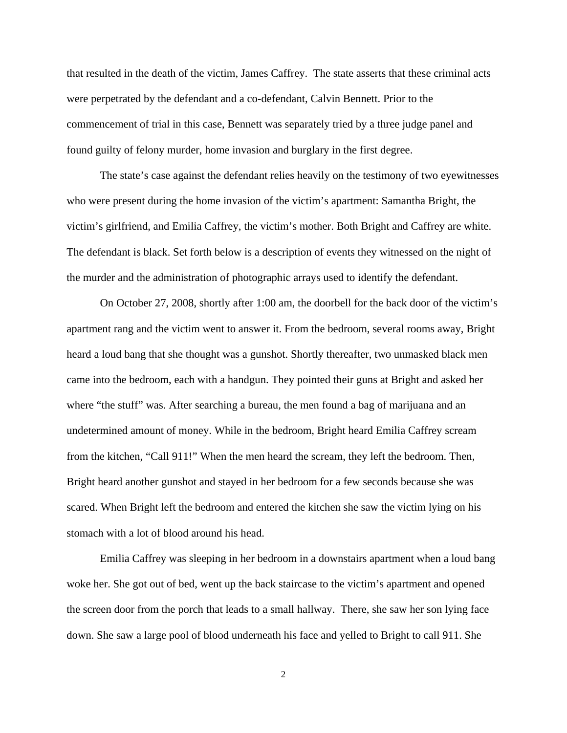that resulted in the death of the victim, James Caffrey. The state asserts that these criminal acts were perpetrated by the defendant and a co-defendant, Calvin Bennett. Prior to the commencement of trial in this case, Bennett was separately tried by a three judge panel and found guilty of felony murder, home invasion and burglary in the first degree.

The state's case against the defendant relies heavily on the testimony of two eyewitnesses who were present during the home invasion of the victim's apartment: Samantha Bright, the victim's girlfriend, and Emilia Caffrey, the victim's mother. Both Bright and Caffrey are white. The defendant is black. Set forth below is a description of events they witnessed on the night of the murder and the administration of photographic arrays used to identify the defendant.

On October 27, 2008, shortly after 1:00 am, the doorbell for the back door of the victim's apartment rang and the victim went to answer it. From the bedroom, several rooms away, Bright heard a loud bang that she thought was a gunshot. Shortly thereafter, two unmasked black men came into the bedroom, each with a handgun. They pointed their guns at Bright and asked her where "the stuff" was. After searching a bureau, the men found a bag of marijuana and an undetermined amount of money. While in the bedroom, Bright heard Emilia Caffrey scream from the kitchen, "Call 911!" When the men heard the scream, they left the bedroom. Then, Bright heard another gunshot and stayed in her bedroom for a few seconds because she was scared. When Bright left the bedroom and entered the kitchen she saw the victim lying on his stomach with a lot of blood around his head.

Emilia Caffrey was sleeping in her bedroom in a downstairs apartment when a loud bang woke her. She got out of bed, went up the back staircase to the victim's apartment and opened the screen door from the porch that leads to a small hallway. There, she saw her son lying face down. She saw a large pool of blood underneath his face and yelled to Bright to call 911. She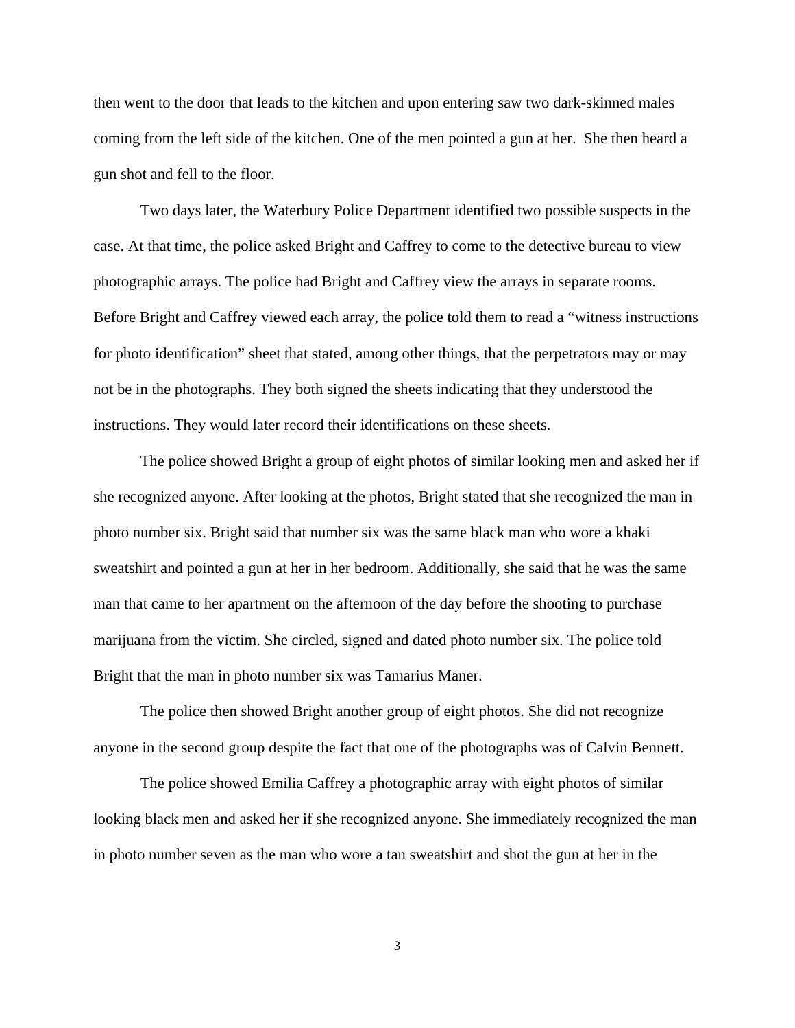then went to the door that leads to the kitchen and upon entering saw two dark-skinned males coming from the left side of the kitchen. One of the men pointed a gun at her. She then heard a gun shot and fell to the floor.

Two days later, the Waterbury Police Department identified two possible suspects in the case. At that time, the police asked Bright and Caffrey to come to the detective bureau to view photographic arrays. The police had Bright and Caffrey view the arrays in separate rooms. Before Bright and Caffrey viewed each array, the police told them to read a "witness instructions for photo identification" sheet that stated, among other things, that the perpetrators may or may not be in the photographs. They both signed the sheets indicating that they understood the instructions. They would later record their identifications on these sheets.

The police showed Bright a group of eight photos of similar looking men and asked her if she recognized anyone. After looking at the photos, Bright stated that she recognized the man in photo number six. Bright said that number six was the same black man who wore a khaki sweatshirt and pointed a gun at her in her bedroom. Additionally, she said that he was the same man that came to her apartment on the afternoon of the day before the shooting to purchase marijuana from the victim. She circled, signed and dated photo number six. The police told Bright that the man in photo number six was Tamarius Maner.

The police then showed Bright another group of eight photos. She did not recognize anyone in the second group despite the fact that one of the photographs was of Calvin Bennett.

The police showed Emilia Caffrey a photographic array with eight photos of similar looking black men and asked her if she recognized anyone. She immediately recognized the man in photo number seven as the man who wore a tan sweatshirt and shot the gun at her in the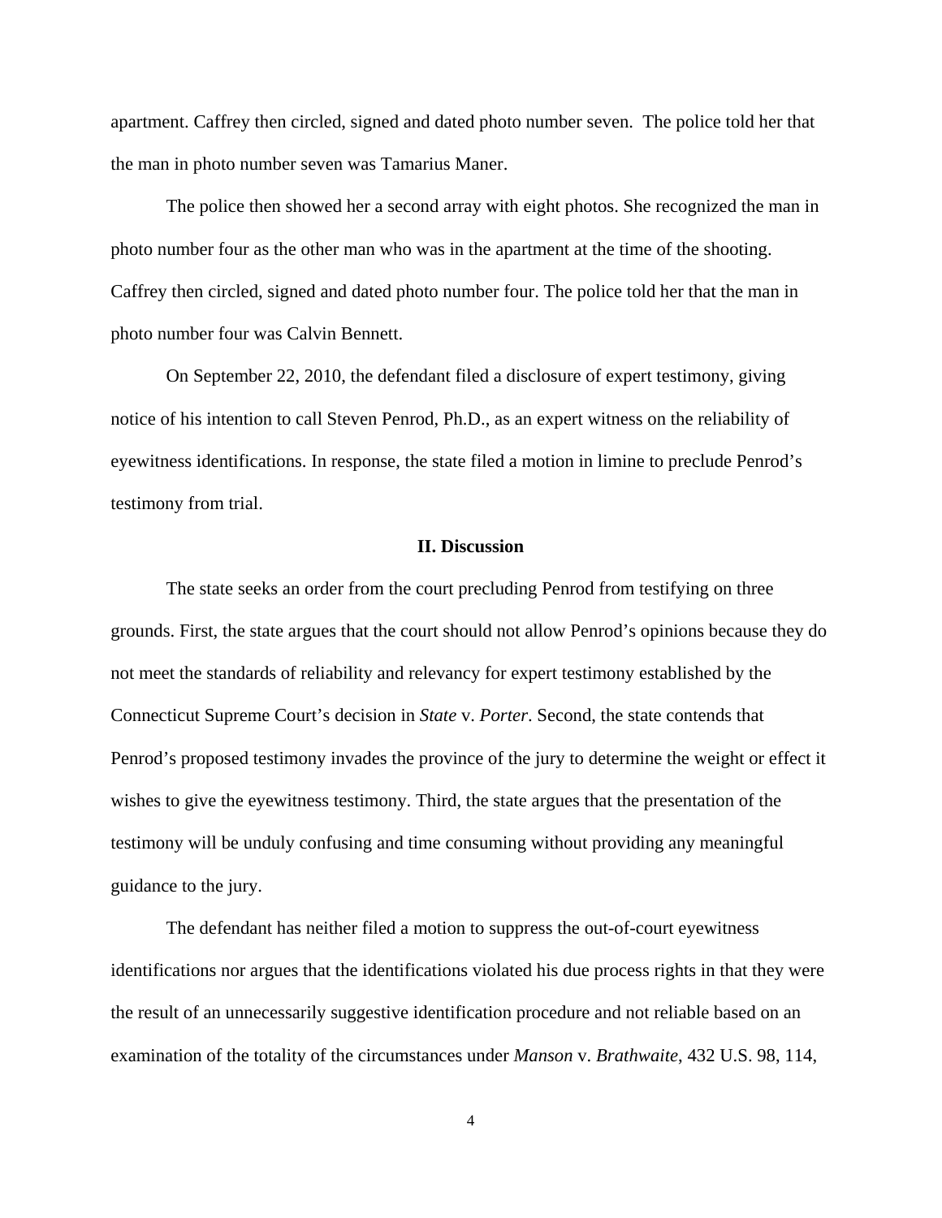apartment. Caffrey then circled, signed and dated photo number seven. The police told her that the man in photo number seven was Tamarius Maner.

The police then showed her a second array with eight photos. She recognized the man in photo number four as the other man who was in the apartment at the time of the shooting. Caffrey then circled, signed and dated photo number four. The police told her that the man in photo number four was Calvin Bennett.

On September 22, 2010, the defendant filed a disclosure of expert testimony, giving notice of his intention to call Steven Penrod, Ph.D., as an expert witness on the reliability of eyewitness identifications. In response, the state filed a motion in limine to preclude Penrod's testimony from trial.

## II. Discussion

The state seeks an order from the court precluding Penrod from testifying on three grounds. First, the state argues that the court should not allow Penrod's opinions because they do not meet the standards of reliability and relevancy for expert testimony established by the Connecticut Supreme Court's decision in *State* v. *Porter*. Second, the state contends that Penrod's proposed testimony invades the province of the jury to determine the weight or effect it wishes to give the eyewitness testimony. Third, the state argues that the presentation of the testimony will be unduly confusing and time consuming without providing any meaningful guidance to the jury.

The defendant has neither filed a motion to suppress the out-of-court eyewitness identifications nor argues that the identifications violated his due process rights in that they were the result of an unnecessarily suggestive identification procedure and not reliable based on an examination of the totality of the circumstances under *Manson* v. *Brathwaite*, 432 U.S. 98, 114,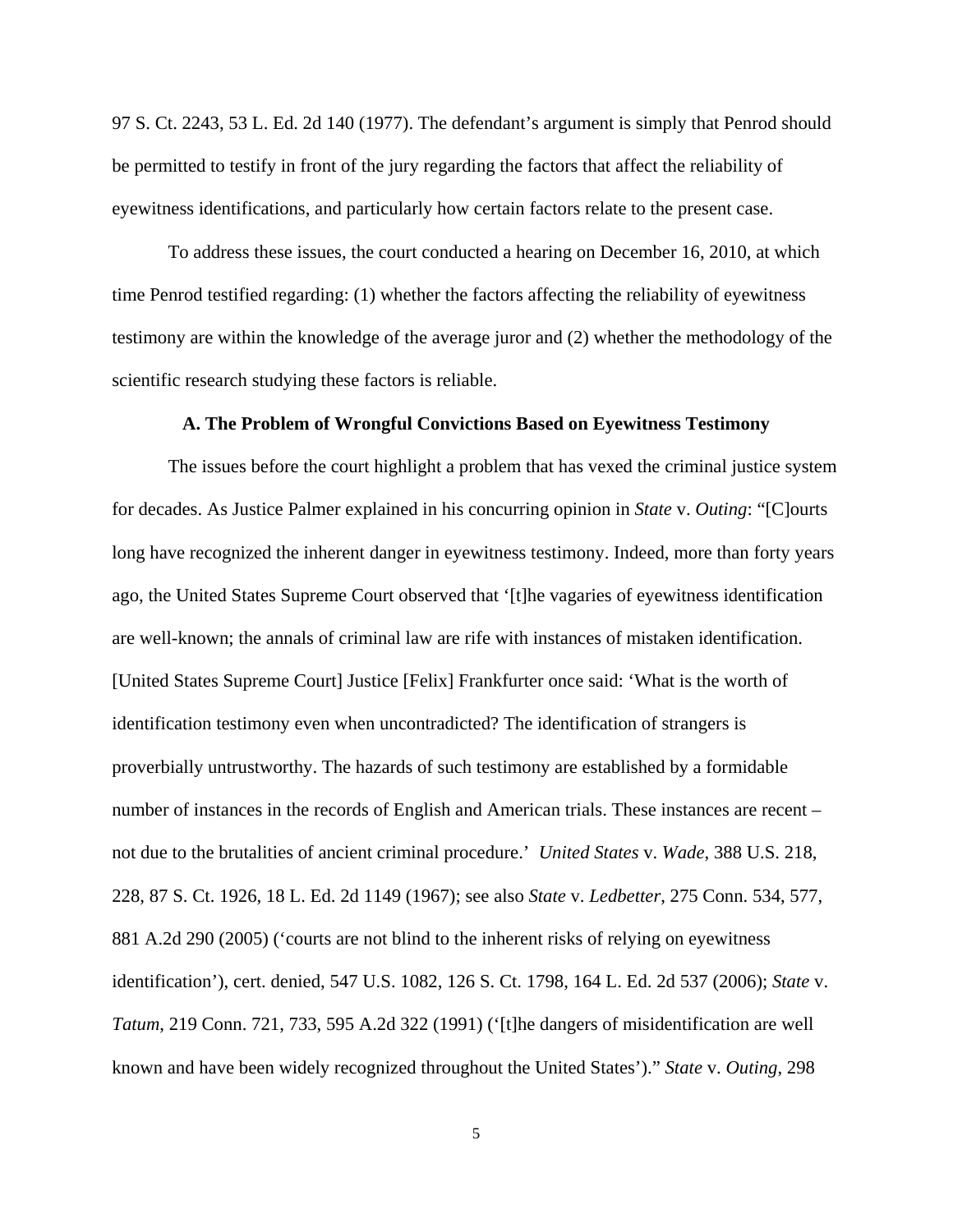97 S. Ct. 2243, 53 L. Ed. 2d 140 (1977). The defendant's argument is simply that Penrod should be permitted to testify in front of the jury regarding the factors that affect the reliability of eyewitness identifications, and particularly how certain factors relate to the present case.

To address these issues, the court conducted a hearing on December 16, 2010, at which time Penrod testified regarding: (1) whether the factors affecting the reliability of eyewitness testimony are within the knowledge of the average juror and (2) whether the methodology of the scientific research studying these factors is reliable.

**A. The Problem of Wrongful Convictions Based on Eyewitness Testimony**

The issues before the court highlight a problem that has vexed the criminal justice system for decades. As Justice Palmer explained in his concurring opinion in *State* v. *Outing*: "[C]ourts long have recognized the inherent danger in eyewitness testimony. Indeed, more than forty years ago, the United States Supreme Court observed that '[t]he vagaries of eyewitness identification are well-known; the annals of criminal law are rife with instances of mistaken identification. [United States Supreme Court] Justice [Felix] Frankfurter once said: 'What is the worth of identification testimony even when uncontradicted? The identification of strangers is proverbially untrustworthy. The hazards of such testimony are established by a formidable number of instances in the records of English and American trials. These instances are recent – not due to the brutalities of ancient criminal procedure.' *United States* v. *Wade*, 388 U.S. 218, 228, 87 S. Ct. 1926, 18 L. Ed. 2d 1149 (1967); see also *State* v. *Ledbetter*, 275 Conn. 534, 577, 881 A.2d 290 (2005) ('courts are not blind to the inherent risks of relying on eyewitness identification'), cert. denied, 547 U.S. 1082, 126 S. Ct. 1798, 164 L. Ed. 2d 537 (2006); *State* v. *Tatum*, 219 Conn. 721, 733, 595 A.2d 322 (1991) ('[t]he dangers of misidentification are well known and have been widely recognized throughout the United States')." *State* v. *Outing*, 298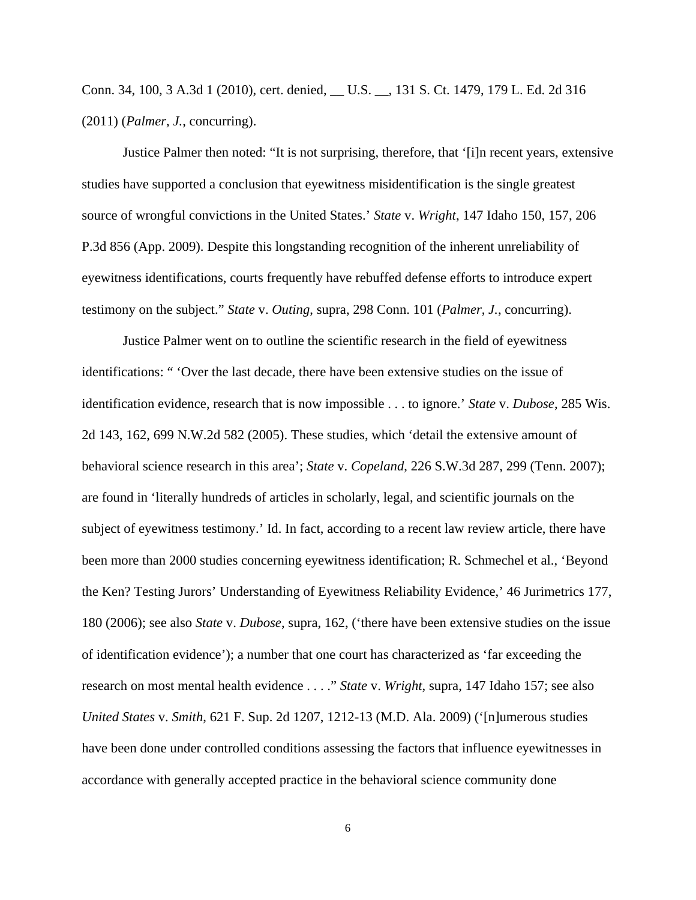Conn. 34, 100, 3 A.3d 1 (2010), cert. denied, __ U.S. __, 131 S. Ct. 1479, 179 L. Ed. 2d 316 (2011) (*Palmer*, *J.*, concurring).

Justice Palmer then noted: "It is not surprising, therefore, that '[i]n recent years, extensive studies have supported a conclusion that eyewitness misidentification is the single greatest source of wrongful convictions in the United States.' *State* v. *Wright*, 147 Idaho 150, 157, 206 P.3d 856 (App. 2009). Despite this longstanding recognition of the inherent unreliability of eyewitness identifications, courts frequently have rebuffed defense efforts to introduce expert testimony on the subject." *State* v. *Outing*, supra, 298 Conn. 101 (*Palmer*, *J.*, concurring).

Justice Palmer went on to outline the scientific research in the field of eyewitness identifications: " 'Over the last decade, there have been extensive studies on the issue of identification evidence, research that is now impossible . . . to ignore.' *State* v. *Dubose*, 285 Wis. 2d 143, 162, 699 N.W.2d 582 (2005). These studies, which 'detail the extensive amount of behavioral science research in this area'; *State* v. *Copeland*, 226 S.W.3d 287, 299 (Tenn. 2007); are found in 'literally hundreds of articles in scholarly, legal, and scientific journals on the subject of eyewitness testimony.' Id. In fact, according to a recent law review article, there have been more than 2000 studies concerning eyewitness identification; R. Schmechel et al., 'Beyond the Ken? Testing Jurors' Understanding of Eyewitness Reliability Evidence,' 46 Jurimetrics 177, 180 (2006); see also *State* v. *Dubose*, supra, 162, ('there have been extensive studies on the issue of identification evidence'); a number that one court has characterized as 'far exceeding the research on most mental health evidence . . . .'" *State* v. *Wright*, supra, 147 Idaho 157; see also *United States* v. *Smith*, 621 F. Sup. 2d 1207, 1212-13 (M.D. Ala. 2009) ('[n]umerous studies have been done under controlled conditions assessing the factors that influence eyewitnesses in accordance with generally accepted practice in the behavioral science community done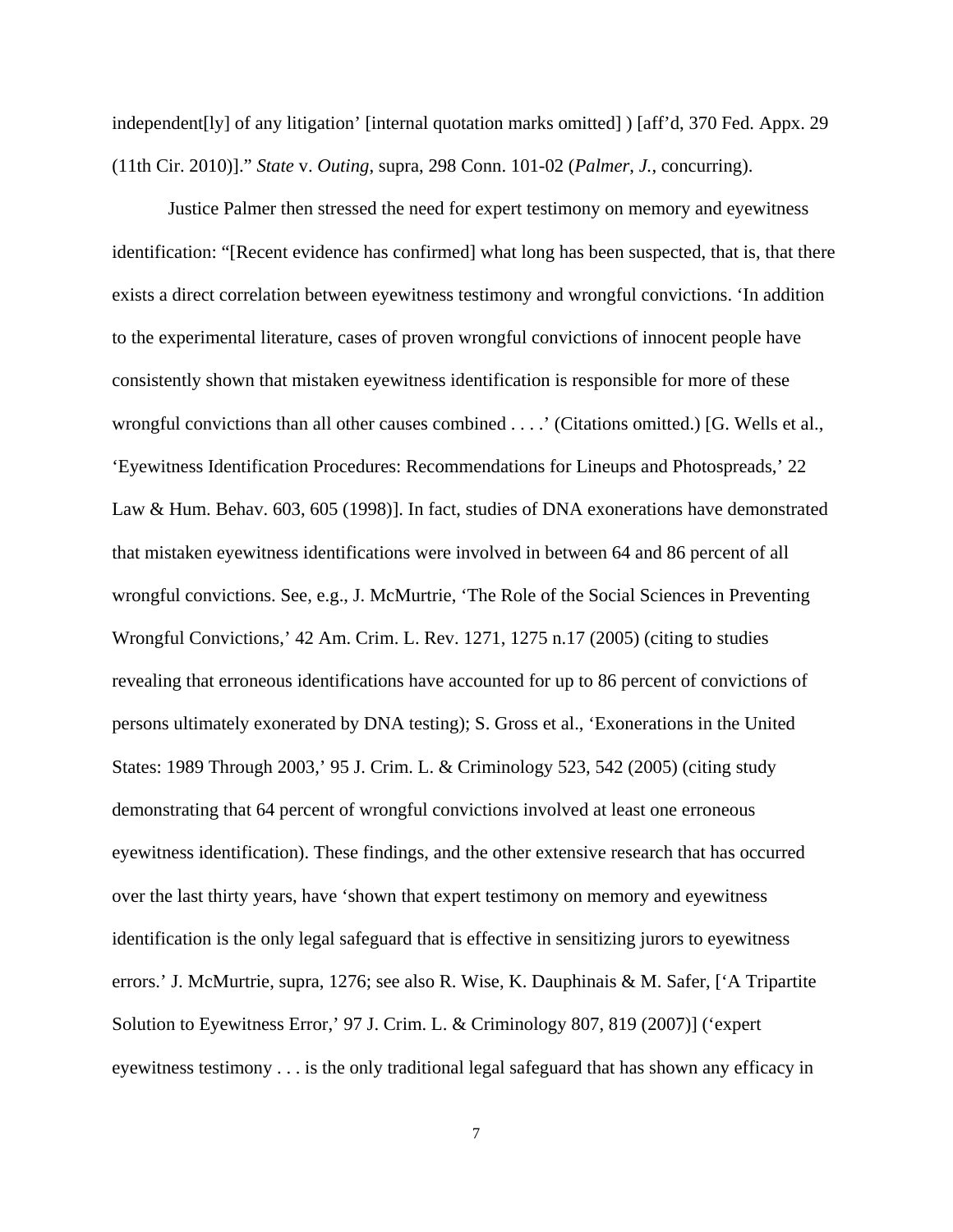independent[ly] of any litigation' [internal quotation marks omitted] ) [aff'd, 370 Fed. Appx. 29 (11th Cir. 2010)]." *State* v. *Outing*, supra, 298 Conn. 101-02 (*Palmer*, *J.*, concurring).

Justice Palmer then stressed the need for expert testimony on memory and eyewitness identification: "[Recent evidence has confirmed] what long has been suspected, that is, that there exists a direct correlation between eyewitness testimony and wrongful convictions. 'In addition to the experimental literature, cases of proven wrongful convictions of innocent people have consistently shown that mistaken eyewitness identification is responsible for more of these wrongful convictions than all other causes combined . . . .' (Citations omitted.) [G. Wells et al., 'Eyewitness Identification Procedures: Recommendations for Lineups and Photospreads,' 22 Law & Hum. Behav. 603, 605 (1998)]. In fact, studies of DNA exonerations have demonstrated that mistaken eyewitness identifications were involved in between 64 and 86 percent of all wrongful convictions. See, e.g., J. McMurtrie, 'The Role of the Social Sciences in Preventing Wrongful Convictions,' 42 Am. Crim. L. Rev. 1271, 1275 n.17 (2005) (citing to studies revealing that erroneous identifications have accounted for up to 86 percent of convictions of persons ultimately exonerated by DNA testing); S. Gross et al., 'Exonerations in the United States: 1989 Through 2003,' 95 J. Crim. L. & Criminology 523, 542 (2005) (citing study demonstrating that 64 percent of wrongful convictions involved at least one erroneous eyewitness identification). These findings, and the other extensive research that has occurred over the last thirty years, have 'shown that expert testimony on memory and eyewitness identification is the only legal safeguard that is effective in sensitizing jurors to eyewitness errors.' J. McMurtrie, supra, 1276; see also R. Wise, K. Dauphinais & M. Safer, ['A Tripartite Solution to Eyewitness Error,' 97 J. Crim. L. & Criminology 807, 819 (2007)] ('expert eyewitness testimony . . . is the only traditional legal safeguard that has shown any efficacy in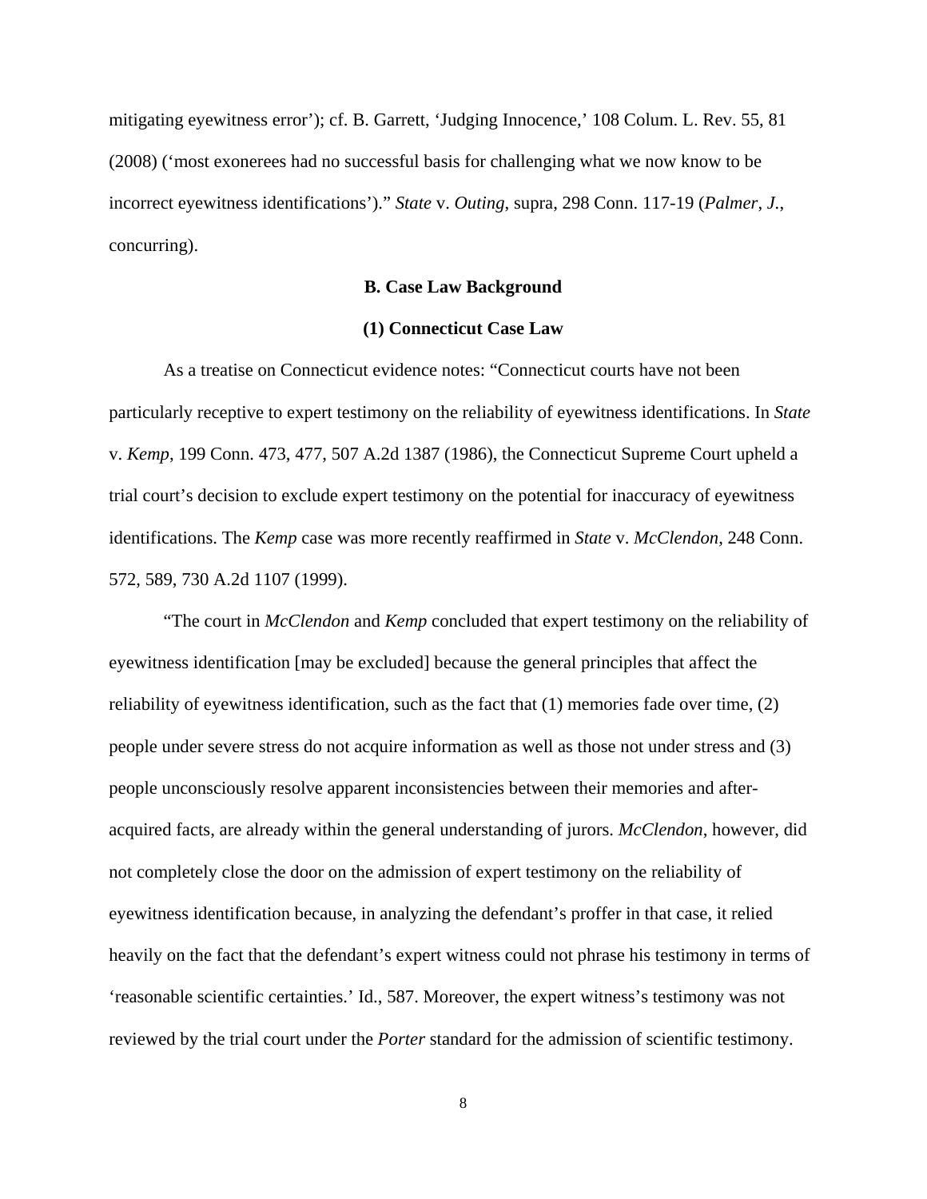mitigating eyewitness error'); cf. B. Garrett, 'Judging Innocence,' 108 Colum. L. Rev. 55, 81 (2008) ('most exonerees had no successful basis for challenging what we now know to be incorrect eyewitness identifications')." *State* v. *Outing*, supra, 298 Conn. 117-19 (*Palmer*, *J.*, concurring).

**B. Case Law Background**

**(1) Connecticut Case Law**

As a treatise on Connecticut evidence notes: "Connecticut courts have not been particularly receptive to expert testimony on the reliability of eyewitness identifications. In *State* v. *Kemp*, 199 Conn. 473, 477, 507 A.2d 1387 (1986), the Connecticut Supreme Court upheld a trial court's decision to exclude expert testimony on the potential for inaccuracy of eyewitness identifications. The *Kemp* case was more recently reaffirmed in *State* v. *McClendon*, 248 Conn. 572, 589, 730 A.2d 1107 (1999).

"The court in *McClendon* and *Kemp* concluded that expert testimony on the reliability of eyewitness identification [may be excluded] because the general principles that affect the reliability of eyewitness identification, such as the fact that (1) memories fade over time, (2) people under severe stress do not acquire information as well as those not under stress and (3) people unconsciously resolve apparent inconsistencies between their memories and after-acquired facts, are already within the general understanding of jurors. *McClendon*, however, did not completely close the door on the admission of expert testimony on the reliability of eyewitness identification because, in analyzing the defendant's proffer in that case, it relied heavily on the fact that the defendant's expert witness could not phrase his testimony in terms of 'reasonable scientific certainties.' Id., 587. Moreover, the expert witness's testimony was not reviewed by the trial court under the *Porter* standard for the admission of scientific testimony.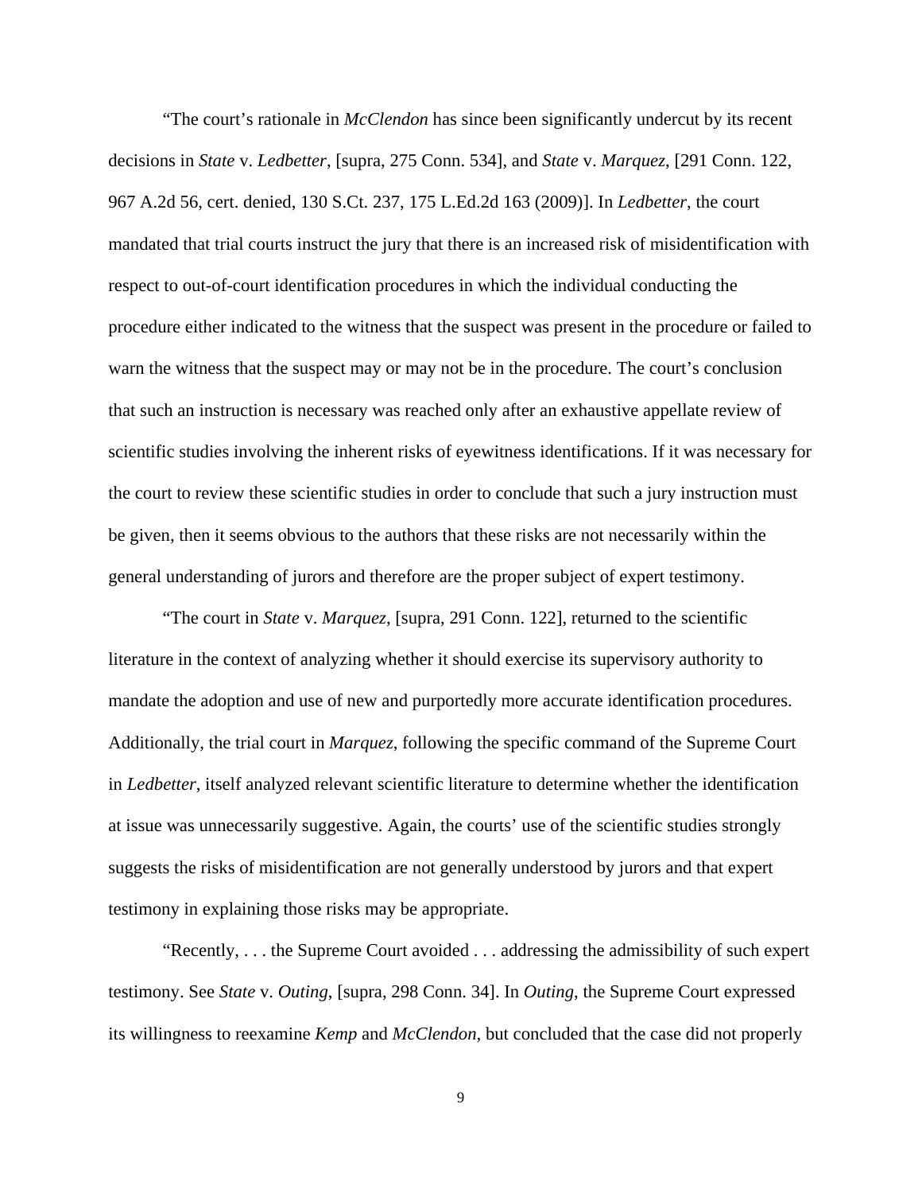"The court's rationale in *McClendon* has since been significantly undercut by its recent decisions in *State* v. *Ledbetter*, [supra, 275 Conn. 534], and *State* v. *Marquez*, [291 Conn. 122, 967 A.2d 56, cert. denied, 130 S.Ct. 237, 175 L.Ed.2d 163 (2009)]. In *Ledbetter*, the court mandated that trial courts instruct the jury that there is an increased risk of misidentification with respect to out-of-court identification procedures in which the individual conducting the procedure either indicated to the witness that the suspect was present in the procedure or failed to warn the witness that the suspect may or may not be in the procedure. The court's conclusion that such an instruction is necessary was reached only after an exhaustive appellate review of scientific studies involving the inherent risks of eyewitness identifications. If it was necessary for the court to review these scientific studies in order to conclude that such a jury instruction must be given, then it seems obvious to the authors that these risks are not necessarily within the general understanding of jurors and therefore are the proper subject of expert testimony.

"The court in *State* v. *Marquez*, [supra, 291 Conn. 122], returned to the scientific literature in the context of analyzing whether it should exercise its supervisory authority to mandate the adoption and use of new and purportedly more accurate identification procedures. Additionally, the trial court in *Marquez*, following the specific command of the Supreme Court in *Ledbetter*, itself analyzed relevant scientific literature to determine whether the identification at issue was unnecessarily suggestive. Again, the courts' use of the scientific studies strongly suggests the risks of misidentification are not generally understood by jurors and that expert testimony in explaining those risks may be appropriate.

"Recently, . . . the Supreme Court avoided . . . addressing the admissibility of such expert testimony. See *State* v. *Outing*, [supra, 298 Conn. 34]. In *Outing*, the Supreme Court expressed its willingness to reexamine *Kemp* and *McClendon*, but concluded that the case did not properly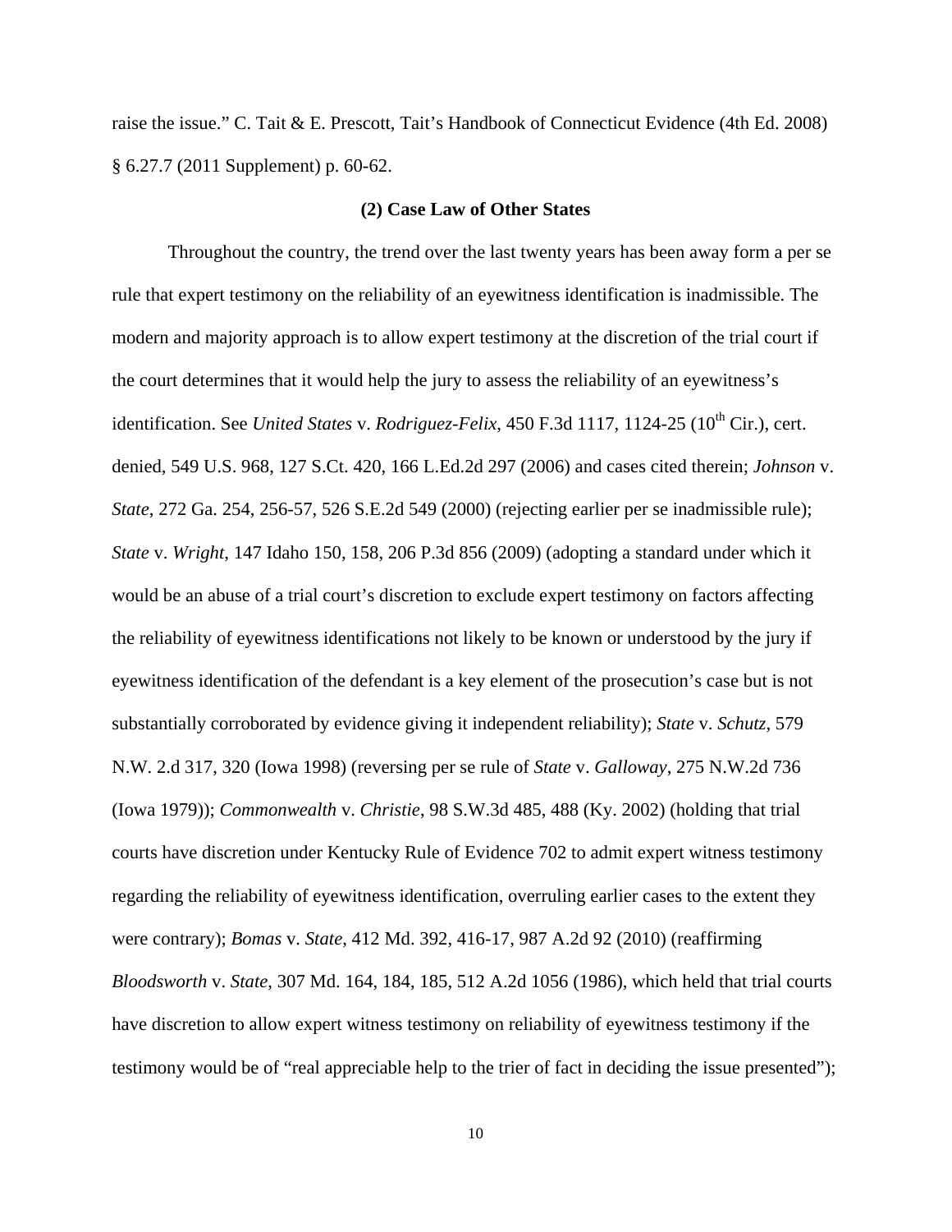raise the issue." C. Tait & E. Prescott, Tait's Handbook of Connecticut Evidence (4th Ed. 2008) § 6.27.7 (2011 Supplement) p. 60-62.

### (2) Case Law of Other States

Throughout the country, the trend over the last twenty years has been away form a per se rule that expert testimony on the reliability of an eyewitness identification is inadmissible. The modern and majority approach is to allow expert testimony at the discretion of the trial court if the court determines that it would help the jury to assess the reliability of an eyewitness's identification. See *United States* v. *Rodriguez-Felix*, 450 F.3d 1117, 1124-25 (10th Cir.), cert. denied, 549 U.S. 968, 127 S.Ct. 420, 166 L.Ed.2d 297 (2006) and cases cited therein; *Johnson* v. *State*, 272 Ga. 254, 256-57, 526 S.E.2d 549 (2000) (rejecting earlier per se inadmissible rule); *State* v. *Wright*, 147 Idaho 150, 158, 206 P.3d 856 (2009) (adopting a standard under which it would be an abuse of a trial court's discretion to exclude expert testimony on factors affecting the reliability of eyewitness identifications not likely to be known or understood by the jury if eyewitness identification of the defendant is a key element of the prosecution's case but is not substantially corroborated by evidence giving it independent reliability); *State* v. *Schutz*, 579 N.W. 2.d 317, 320 (Iowa 1998) (reversing per se rule of *State* v. *Galloway*, 275 N.W.2d 736 (Iowa 1979)); *Commonwealth* v. *Christie*, 98 S.W.3d 485, 488 (Ky. 2002) (holding that trial courts have discretion under Kentucky Rule of Evidence 702 to admit expert witness testimony regarding the reliability of eyewitness identification, overruling earlier cases to the extent they were contrary); *Bomas* v. *State*, 412 Md. 392, 416-17, 987 A.2d 92 (2010) (reaffirming *Bloodsworth* v. *State*, 307 Md. 164, 184, 185, 512 A.2d 1056 (1986), which held that trial courts have discretion to allow expert witness testimony on reliability of eyewitness testimony if the testimony would be of "real appreciable help to the trier of fact in deciding the issue presented");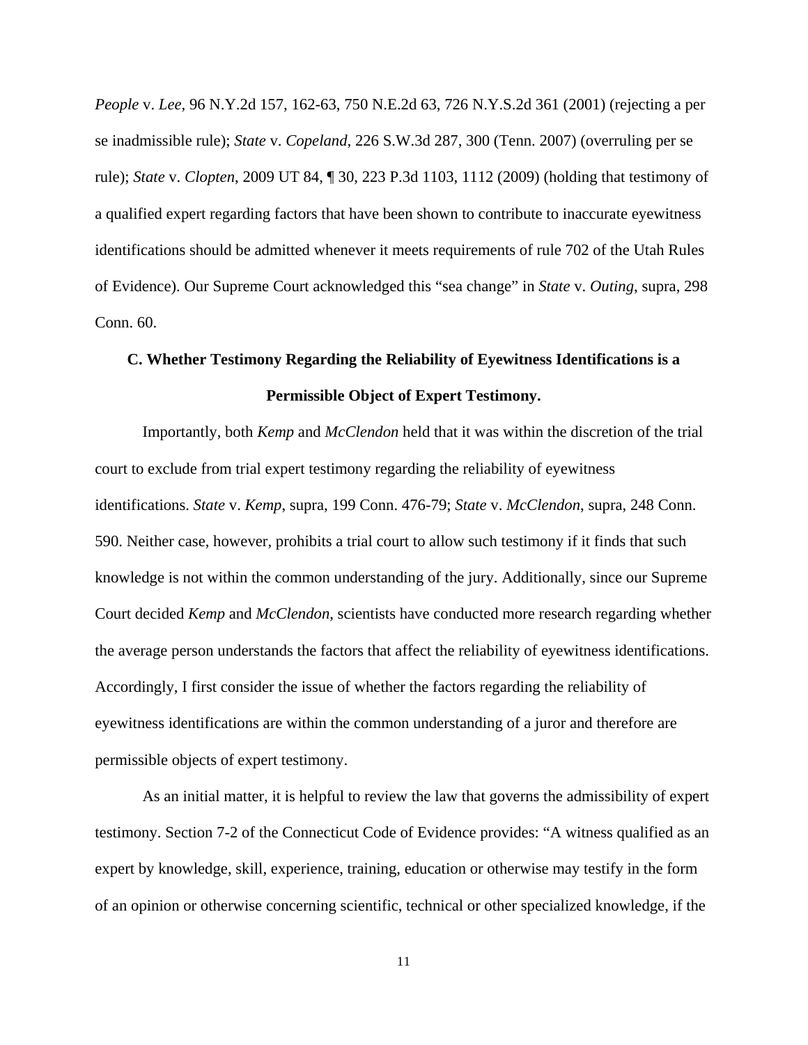*People* v. *Lee*, 96 N.Y.2d 157, 162-63, 750 N.E.2d 63, 726 N.Y.S.2d 361 (2001) (rejecting a per se inadmissible rule); *State* v. *Copeland*, 226 S.W.3d 287, 300 (Tenn. 2007) (overruling per se rule); *State* v. *Clopten*, 2009 UT 84, ¶ 30, 223 P.3d 1103, 1112 (2009) (holding that testimony of a qualified expert regarding factors that have been shown to contribute to inaccurate eyewitness identifications should be admitted whenever it meets requirements of rule 702 of the Utah Rules of Evidence). Our Supreme Court acknowledged this "sea change" in *State* v. *Outing*, supra, 298 Conn. 60.

### C. Whether Testimony Regarding the Reliability of Eyewitness Identifications is a Permissible Object of Expert Testimony.

Importantly, both *Kemp* and *McClendon* held that it was within the discretion of the trial court to exclude from trial expert testimony regarding the reliability of eyewitness identifications. *State* v. *Kemp*, supra, 199 Conn. 476-79; *State* v. *McClendon*, supra, 248 Conn. 590. Neither case, however, prohibits a trial court to allow such testimony if it finds that such knowledge is not within the common understanding of the jury. Additionally, since our Supreme Court decided *Kemp* and *McClendon*, scientists have conducted more research regarding whether the average person understands the factors that affect the reliability of eyewitness identifications. Accordingly, I first consider the issue of whether the factors regarding the reliability of eyewitness identifications are within the common understanding of a juror and therefore are permissible objects of expert testimony.

As an initial matter, it is helpful to review the law that governs the admissibility of expert testimony. Section 7-2 of the Connecticut Code of Evidence provides: "A witness qualified as an expert by knowledge, skill, experience, training, education or otherwise may testify in the form of an opinion or otherwise concerning scientific, technical or other specialized knowledge, if the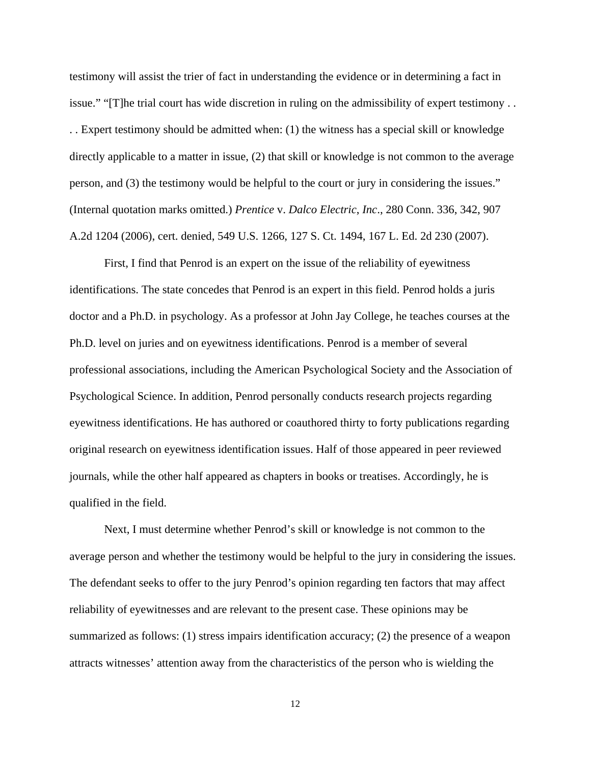testimony will assist the trier of fact in understanding the evidence or in determining a fact in issue." "[T]he trial court has wide discretion in ruling on the admissibility of expert testimony . . . . Expert testimony should be admitted when: (1) the witness has a special skill or knowledge directly applicable to a matter in issue, (2) that skill or knowledge is not common to the average person, and (3) the testimony would be helpful to the court or jury in considering the issues." (Internal quotation marks omitted.) *Prentice* v. *Dalco Electric*, *Inc*., 280 Conn. 336, 342, 907 A.2d 1204 (2006), cert. denied, 549 U.S. 1266, 127 S. Ct. 1494, 167 L. Ed. 2d 230 (2007).

First, I find that Penrod is an expert on the issue of the reliability of eyewitness identifications. The state concedes that Penrod is an expert in this field. Penrod holds a juris doctor and a Ph.D. in psychology. As a professor at John Jay College, he teaches courses at the Ph.D. level on juries and on eyewitness identifications. Penrod is a member of several professional associations, including the American Psychological Society and the Association of Psychological Science. In addition, Penrod personally conducts research projects regarding eyewitness identifications. He has authored or coauthored thirty to forty publications regarding original research on eyewitness identification issues. Half of those appeared in peer reviewed journals, while the other half appeared as chapters in books or treatises. Accordingly, he is qualified in the field.

Next, I must determine whether Penrod's skill or knowledge is not common to the average person and whether the testimony would be helpful to the jury in considering the issues. The defendant seeks to offer to the jury Penrod's opinion regarding ten factors that may affect reliability of eyewitnesses and are relevant to the present case. These opinions may be summarized as follows: (1) stress impairs identification accuracy; (2) the presence of a weapon attracts witnesses' attention away from the characteristics of the person who is wielding the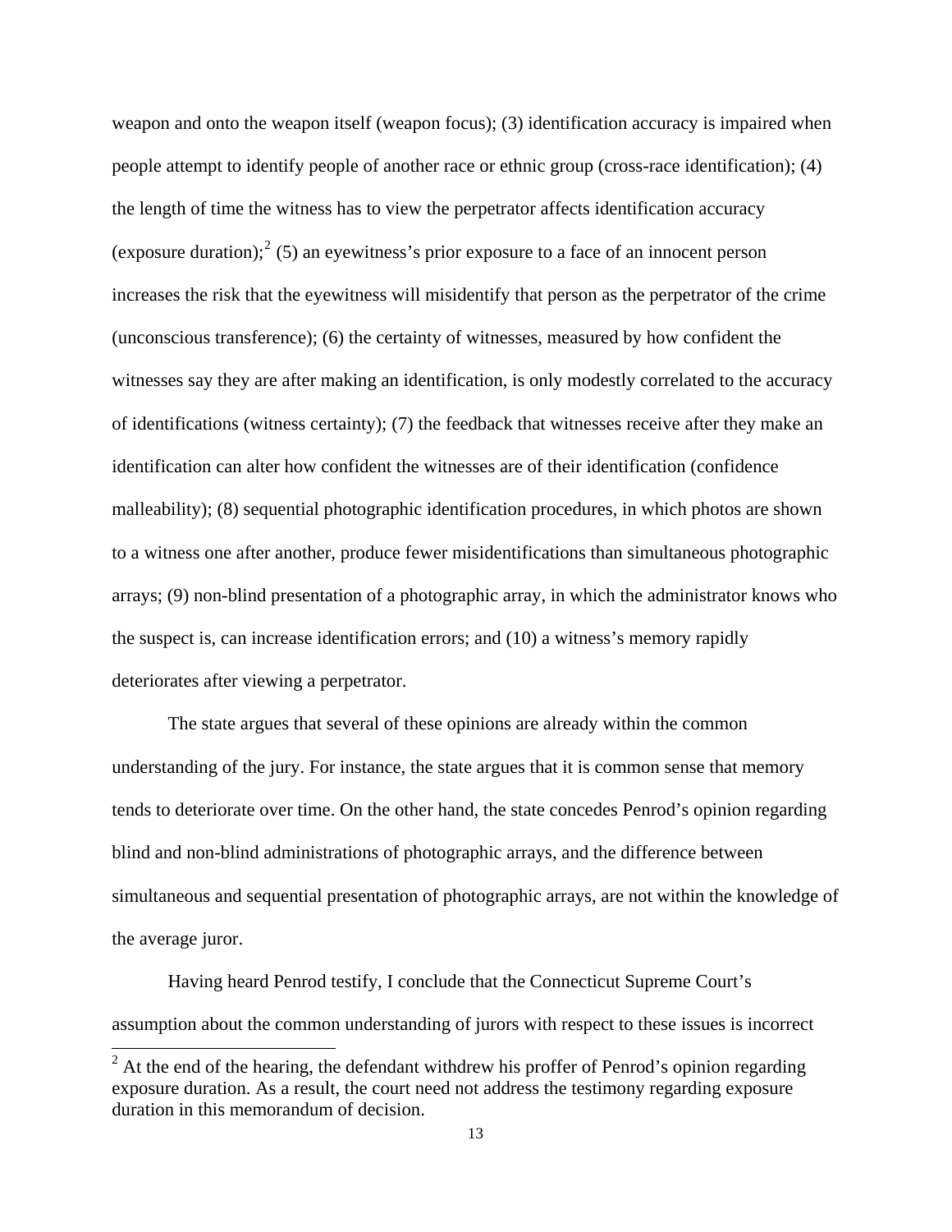weapon and onto the weapon itself (weapon focus); (3) identification accuracy is impaired when people attempt to identify people of another race or ethnic group (cross-race identification); (4) the length of time the witness has to view the perpetrator affects identification accuracy (exposure duration);[2] (5) an eyewitness's prior exposure to a face of an innocent person increases the risk that the eyewitness will misidentify that person as the perpetrator of the crime (unconscious transference); (6) the certainty of witnesses, measured by how confident the witnesses say they are after making an identification, is only modestly correlated to the accuracy of identifications (witness certainty); (7) the feedback that witnesses receive after they make an identification can alter how confident the witnesses are of their identification (confidence malleability); (8) sequential photographic identification procedures, in which photos are shown to a witness one after another, produce fewer misidentifications than simultaneous photographic arrays; (9) non-blind presentation of a photographic array, in which the administrator knows who the suspect is, can increase identification errors; and (10) a witness's memory rapidly deteriorates after viewing a perpetrator.

The state argues that several of these opinions are already within the common understanding of the jury. For instance, the state argues that it is common sense that memory tends to deteriorate over time. On the other hand, the state concedes Penrod's opinion regarding blind and non-blind administrations of photographic arrays, and the difference between simultaneous and sequential presentation of photographic arrays, are not within the knowledge of the average juror.

Having heard Penrod testify, I conclude that the Connecticut Supreme Court's assumption about the common understanding of jurors with respect to these issues is incorrect

[2] At the end of the hearing, the defendant withdrew his proffer of Penrod's opinion regarding exposure duration. As a result, the court need not address the testimony regarding exposure duration in this memorandum of decision.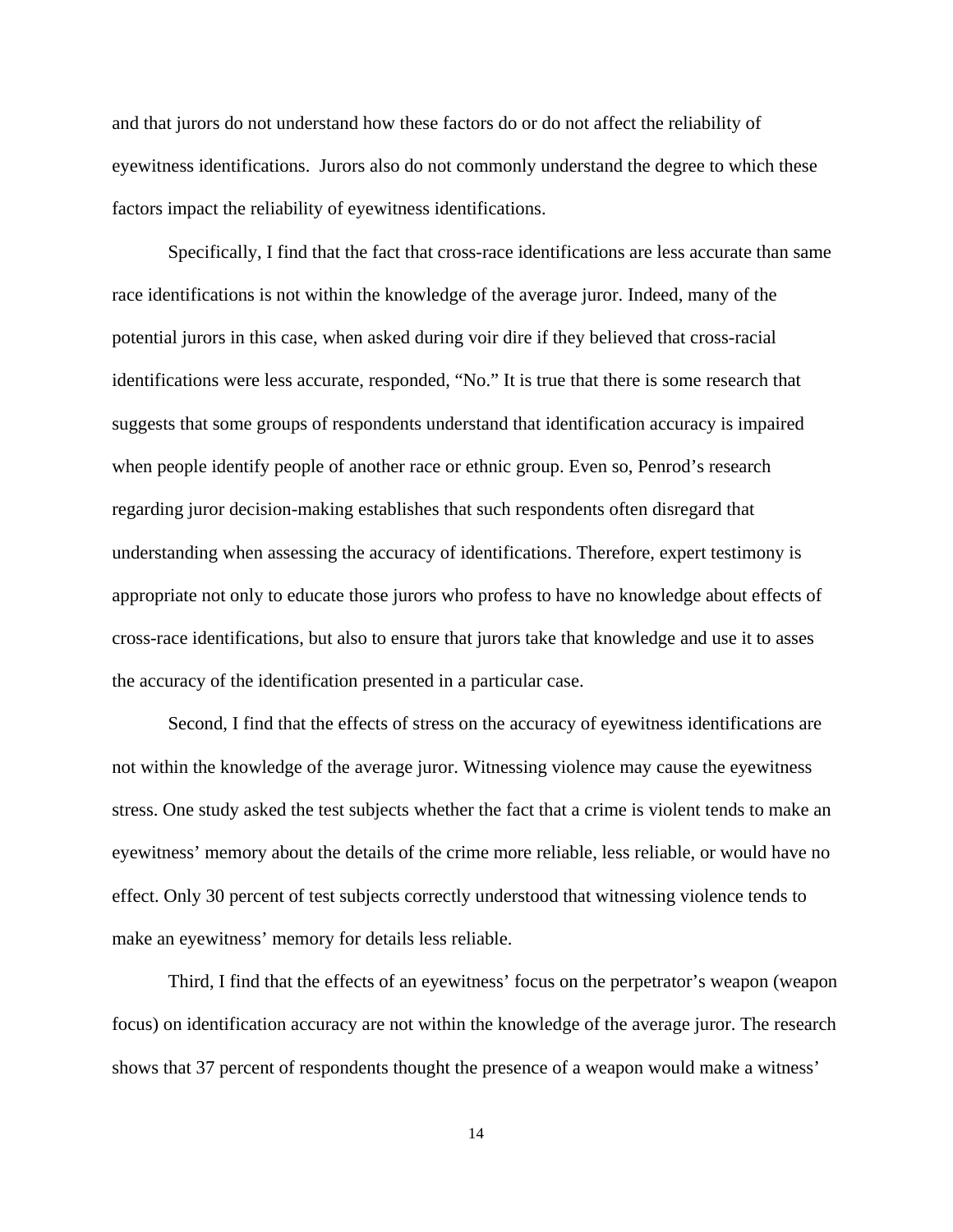and that jurors do not understand how these factors do or do not affect the reliability of eyewitness identifications. Jurors also do not commonly understand the degree to which these factors impact the reliability of eyewitness identifications.

Specifically, I find that the fact that cross-race identifications are less accurate than same race identifications is not within the knowledge of the average juror. Indeed, many of the potential jurors in this case, when asked during voir dire if they believed that cross-racial identifications were less accurate, responded, "No." It is true that there is some research that suggests that some groups of respondents understand that identification accuracy is impaired when people identify people of another race or ethnic group. Even so, Penrod's research regarding juror decision-making establishes that such respondents often disregard that understanding when assessing the accuracy of identifications. Therefore, expert testimony is appropriate not only to educate those jurors who profess to have no knowledge about effects of cross-race identifications, but also to ensure that jurors take that knowledge and use it to asses the accuracy of the identification presented in a particular case.

Second, I find that the effects of stress on the accuracy of eyewitness identifications are not within the knowledge of the average juror. Witnessing violence may cause the eyewitness stress. One study asked the test subjects whether the fact that a crime is violent tends to make an eyewitness' memory about the details of the crime more reliable, less reliable, or would have no effect. Only 30 percent of test subjects correctly understood that witnessing violence tends to make an eyewitness' memory for details less reliable.

Third, I find that the effects of an eyewitness' focus on the perpetrator's weapon (weapon focus) on identification accuracy are not within the knowledge of the average juror. The research shows that 37 percent of respondents thought the presence of a weapon would make a witness'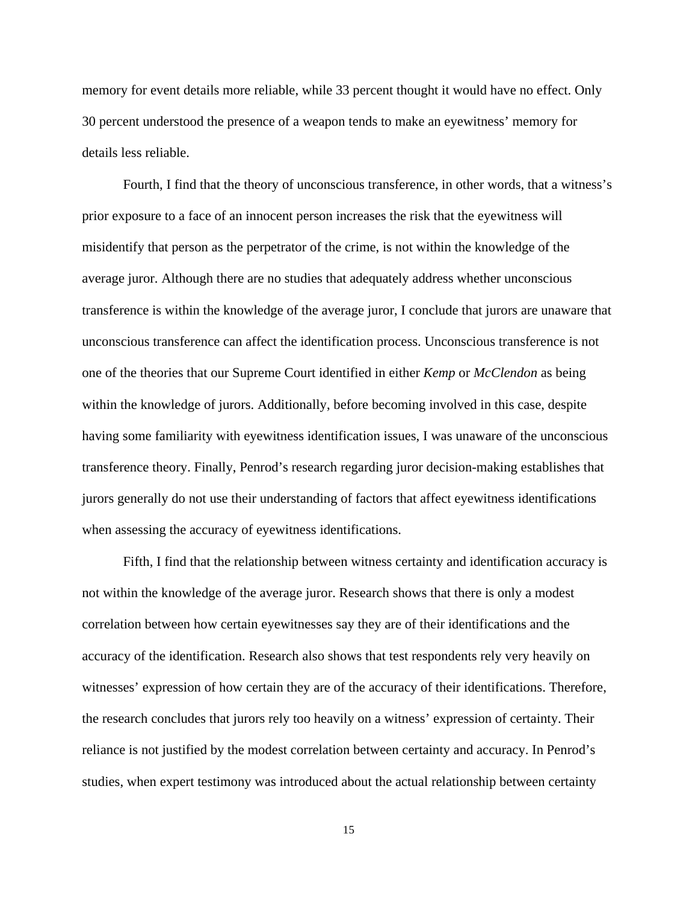memory for event details more reliable, while 33 percent thought it would have no effect. Only 30 percent understood the presence of a weapon tends to make an eyewitness' memory for details less reliable.

Fourth, I find that the theory of unconscious transference, in other words, that a witness's prior exposure to a face of an innocent person increases the risk that the eyewitness will misidentify that person as the perpetrator of the crime, is not within the knowledge of the average juror. Although there are no studies that adequately address whether unconscious transference is within the knowledge of the average juror, I conclude that jurors are unaware that unconscious transference can affect the identification process. Unconscious transference is not one of the theories that our Supreme Court identified in either *Kemp* or *McClendon* as being within the knowledge of jurors. Additionally, before becoming involved in this case, despite having some familiarity with eyewitness identification issues, I was unaware of the unconscious transference theory. Finally, Penrod's research regarding juror decision-making establishes that jurors generally do not use their understanding of factors that affect eyewitness identifications when assessing the accuracy of eyewitness identifications.

Fifth, I find that the relationship between witness certainty and identification accuracy is not within the knowledge of the average juror. Research shows that there is only a modest correlation between how certain eyewitnesses say they are of their identifications and the accuracy of the identification. Research also shows that test respondents rely very heavily on witnesses' expression of how certain they are of the accuracy of their identifications. Therefore, the research concludes that jurors rely too heavily on a witness' expression of certainty. Their reliance is not justified by the modest correlation between certainty and accuracy. In Penrod's studies, when expert testimony was introduced about the actual relationship between certainty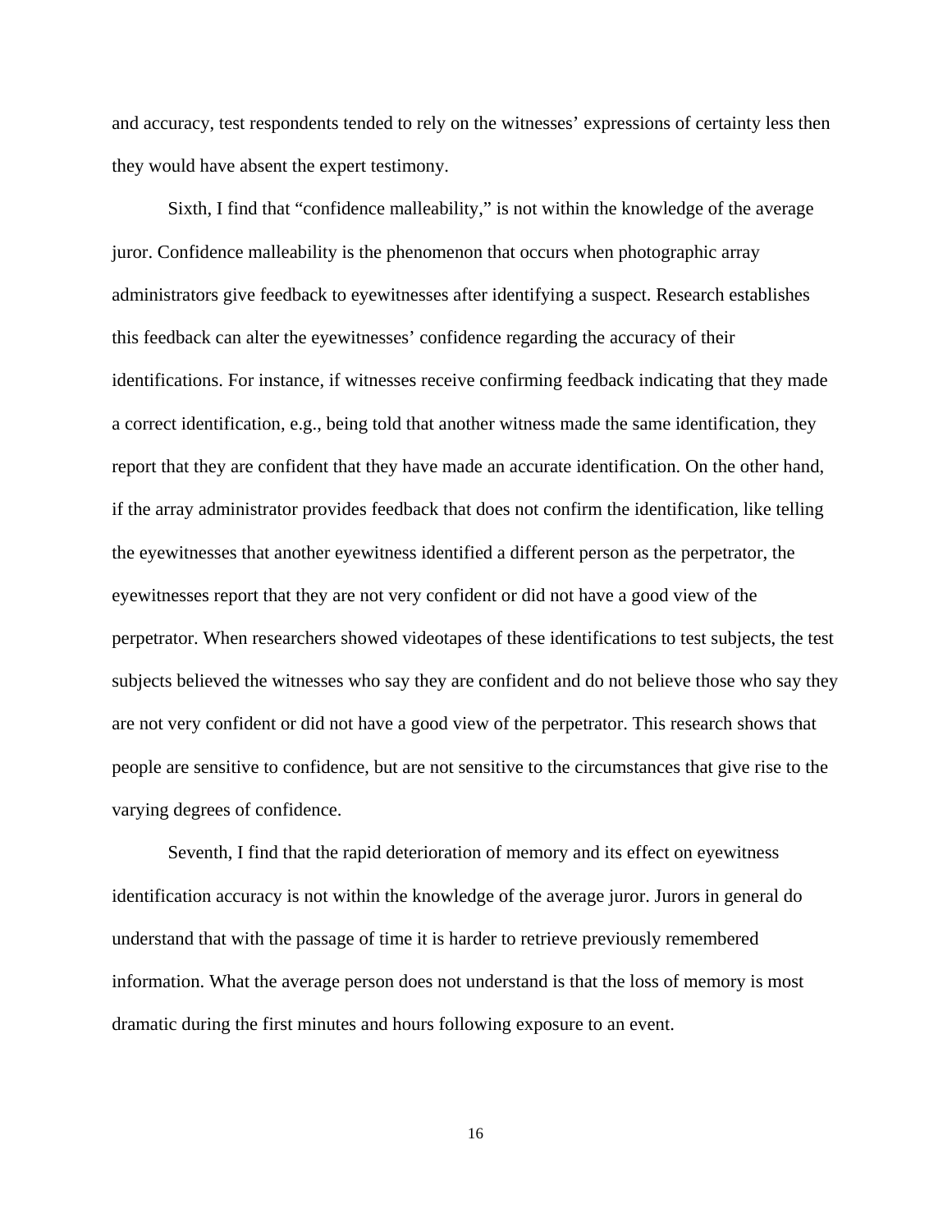and accuracy, test respondents tended to rely on the witnesses' expressions of certainty less then they would have absent the expert testimony.

Sixth, I find that "confidence malleability," is not within the knowledge of the average juror. Confidence malleability is the phenomenon that occurs when photographic array administrators give feedback to eyewitnesses after identifying a suspect. Research establishes this feedback can alter the eyewitnesses' confidence regarding the accuracy of their identifications. For instance, if witnesses receive confirming feedback indicating that they made a correct identification, e.g., being told that another witness made the same identification, they report that they are confident that they have made an accurate identification. On the other hand, if the array administrator provides feedback that does not confirm the identification, like telling the eyewitnesses that another eyewitness identified a different person as the perpetrator, the eyewitnesses report that they are not very confident or did not have a good view of the perpetrator. When researchers showed videotapes of these identifications to test subjects, the test subjects believed the witnesses who say they are confident and do not believe those who say they are not very confident or did not have a good view of the perpetrator. This research shows that people are sensitive to confidence, but are not sensitive to the circumstances that give rise to the varying degrees of confidence.

Seventh, I find that the rapid deterioration of memory and its effect on eyewitness identification accuracy is not within the knowledge of the average juror. Jurors in general do understand that with the passage of time it is harder to retrieve previously remembered information. What the average person does not understand is that the loss of memory is most dramatic during the first minutes and hours following exposure to an event.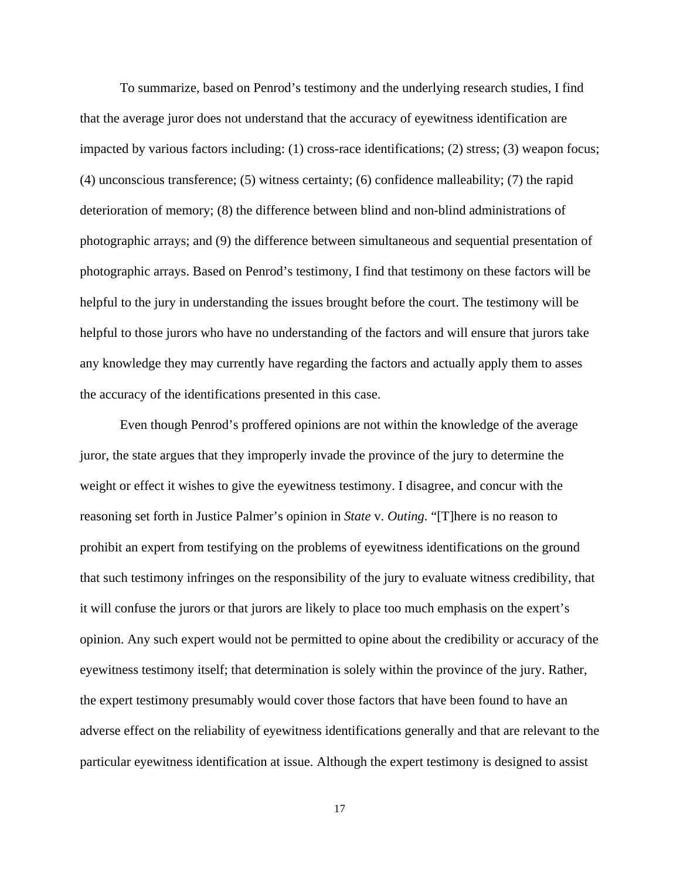To summarize, based on Penrod's testimony and the underlying research studies, I find that the average juror does not understand that the accuracy of eyewitness identification are impacted by various factors including: (1) cross-race identifications; (2) stress; (3) weapon focus; (4) unconscious transference; (5) witness certainty; (6) confidence malleability; (7) the rapid deterioration of memory; (8) the difference between blind and non-blind administrations of photographic arrays; and (9) the difference between simultaneous and sequential presentation of photographic arrays. Based on Penrod's testimony, I find that testimony on these factors will be helpful to the jury in understanding the issues brought before the court. The testimony will be helpful to those jurors who have no understanding of the factors and will ensure that jurors take any knowledge they may currently have regarding the factors and actually apply them to asses the accuracy of the identifications presented in this case.

Even though Penrod's proffered opinions are not within the knowledge of the average juror, the state argues that they improperly invade the province of the jury to determine the weight or effect it wishes to give the eyewitness testimony. I disagree, and concur with the reasoning set forth in Justice Palmer's opinion in *State* v. *Outing*. "[T]here is no reason to prohibit an expert from testifying on the problems of eyewitness identifications on the ground that such testimony infringes on the responsibility of the jury to evaluate witness credibility, that it will confuse the jurors or that jurors are likely to place too much emphasis on the expert's opinion. Any such expert would not be permitted to opine about the credibility or accuracy of the eyewitness testimony itself; that determination is solely within the province of the jury. Rather, the expert testimony presumably would cover those factors that have been found to have an adverse effect on the reliability of eyewitness identifications generally and that are relevant to the particular eyewitness identification at issue. Although the expert testimony is designed to assist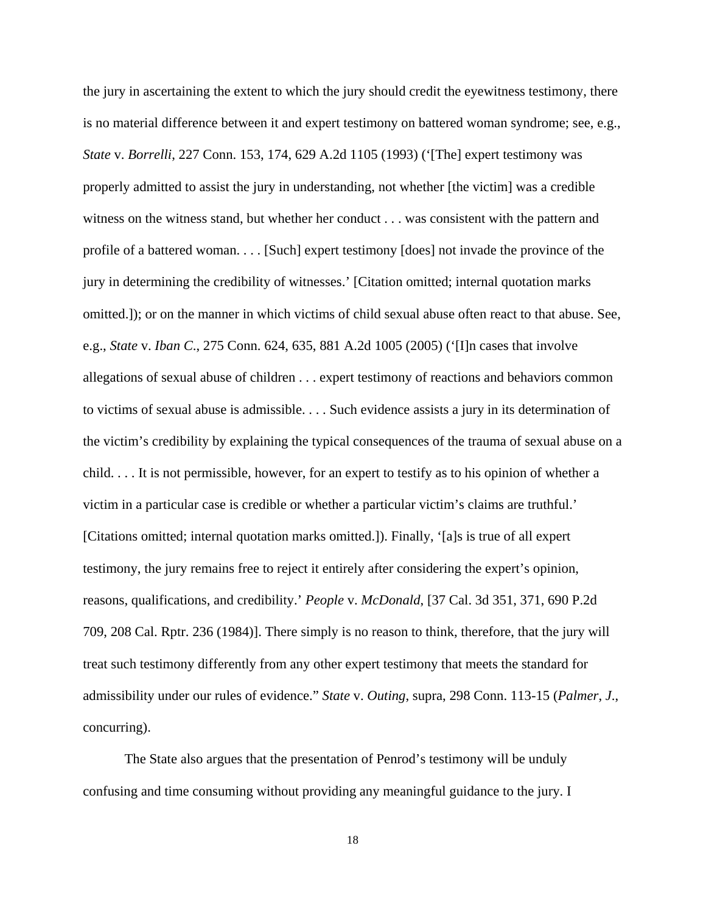the jury in ascertaining the extent to which the jury should credit the eyewitness testimony, there is no material difference between it and expert testimony on battered woman syndrome; see, e.g., *State* v. *Borrelli*, 227 Conn. 153, 174, 629 A.2d 1105 (1993) ('[The] expert testimony was properly admitted to assist the jury in understanding, not whether [the victim] was a credible witness on the witness stand, but whether her conduct . . . was consistent with the pattern and profile of a battered woman. . . . [Such] expert testimony [does] not invade the province of the jury in determining the credibility of witnesses.' [Citation omitted; internal quotation marks omitted.]); or on the manner in which victims of child sexual abuse often react to that abuse. See, e.g., *State* v. *Iban C*., 275 Conn. 624, 635, 881 A.2d 1005 (2005) ('[I]n cases that involve allegations of sexual abuse of children . . . expert testimony of reactions and behaviors common to victims of sexual abuse is admissible. . . . Such evidence assists a jury in its determination of the victim's credibility by explaining the typical consequences of the trauma of sexual abuse on a child. . . . It is not permissible, however, for an expert to testify as to his opinion of whether a victim in a particular case is credible or whether a particular victim's claims are truthful.' [Citations omitted; internal quotation marks omitted.]). Finally, '[a]s is true of all expert testimony, the jury remains free to reject it entirely after considering the expert's opinion, reasons, qualifications, and credibility.' *People* v. *McDonald*, [37 Cal. 3d 351, 371, 690 P.2d 709, 208 Cal. Rptr. 236 (1984)]. There simply is no reason to think, therefore, that the jury will treat such testimony differently from any other expert testimony that meets the standard for admissibility under our rules of evidence." *State* v. *Outing*, supra, 298 Conn. 113-15 (*Palmer*, *J*., concurring).

The State also argues that the presentation of Penrod's testimony will be unduly confusing and time consuming without providing any meaningful guidance to the jury. I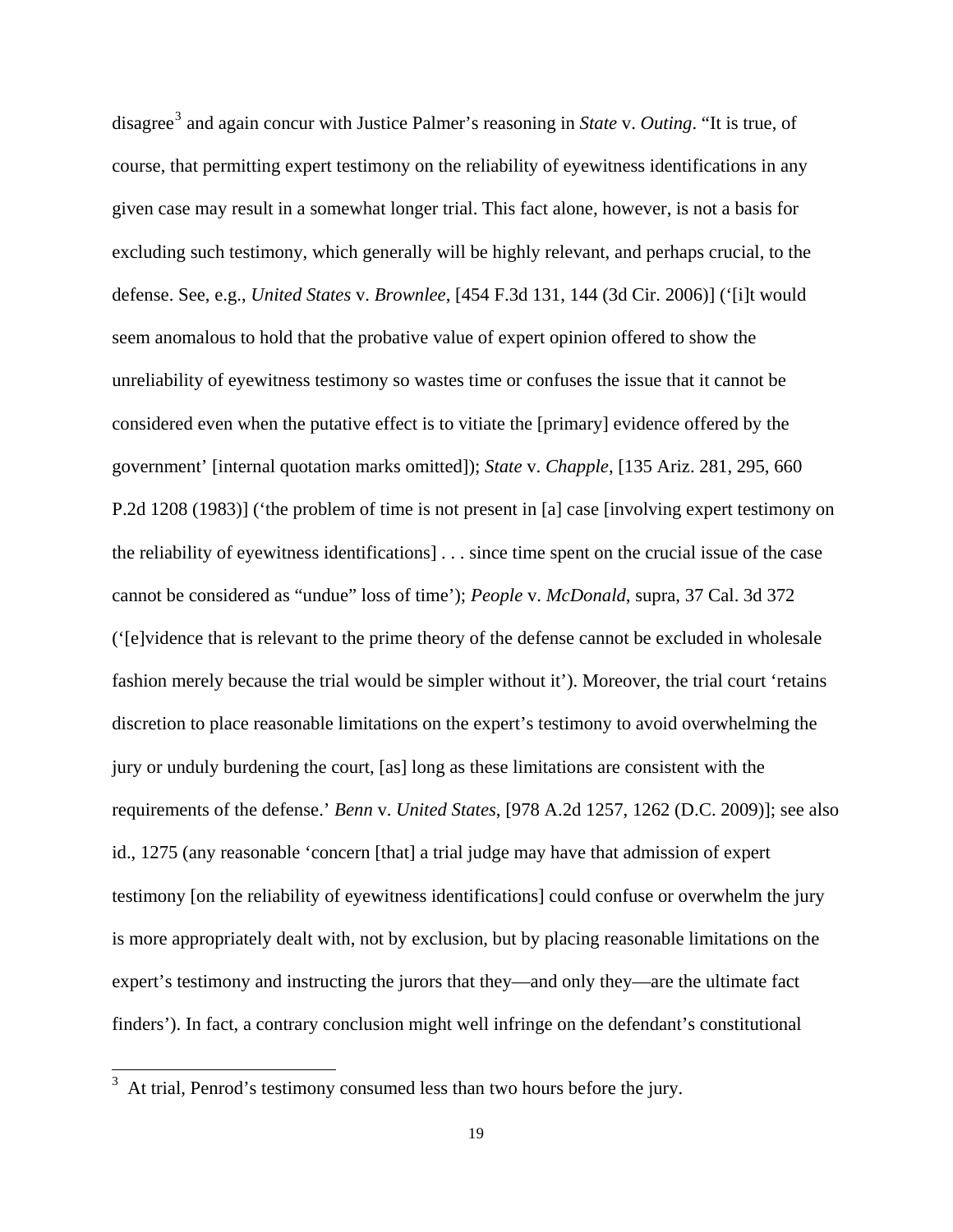disagree[3] and again concur with Justice Palmer's reasoning in *State* v. *Outing*. "It is true, of course, that permitting expert testimony on the reliability of eyewitness identifications in any given case may result in a somewhat longer trial. This fact alone, however, is not a basis for excluding such testimony, which generally will be highly relevant, and perhaps crucial, to the defense. See, e.g., *United States* v. *Brownlee*, [454 F.3d 131, 144 (3d Cir. 2006)] ('[i]t would seem anomalous to hold that the probative value of expert opinion offered to show the unreliability of eyewitness testimony so wastes time or confuses the issue that it cannot be considered even when the putative effect is to vitiate the [primary] evidence offered by the government' [internal quotation marks omitted]); *State* v. *Chapple*, [135 Ariz. 281, 295, 660 P.2d 1208 (1983)] ('the problem of time is not present in [a] case [involving expert testimony on the reliability of eyewitness identifications] . . . since time spent on the crucial issue of the case cannot be considered as "undue" loss of time'); *People* v. *McDonald*, supra, 37 Cal. 3d 372 ('[e]vidence that is relevant to the prime theory of the defense cannot be excluded in wholesale fashion merely because the trial would be simpler without it'). Moreover, the trial court 'retains discretion to place reasonable limitations on the expert's testimony to avoid overwhelming the jury or unduly burdening the court, [as] long as these limitations are consistent with the requirements of the defense.' *Benn* v. *United States*, [978 A.2d 1257, 1262 (D.C. 2009)]; see also id., 1275 (any reasonable 'concern [that] a trial judge may have that admission of expert testimony [on the reliability of eyewitness identifications] could confuse or overwhelm the jury is more appropriately dealt with, not by exclusion, but by placing reasonable limitations on the expert's testimony and instructing the jurors that they—and only they—are the ultimate fact finders'). In fact, a contrary conclusion might well infringe on the defendant's constitutional

---

[3] At trial, Penrod's testimony consumed less than two hours before the jury.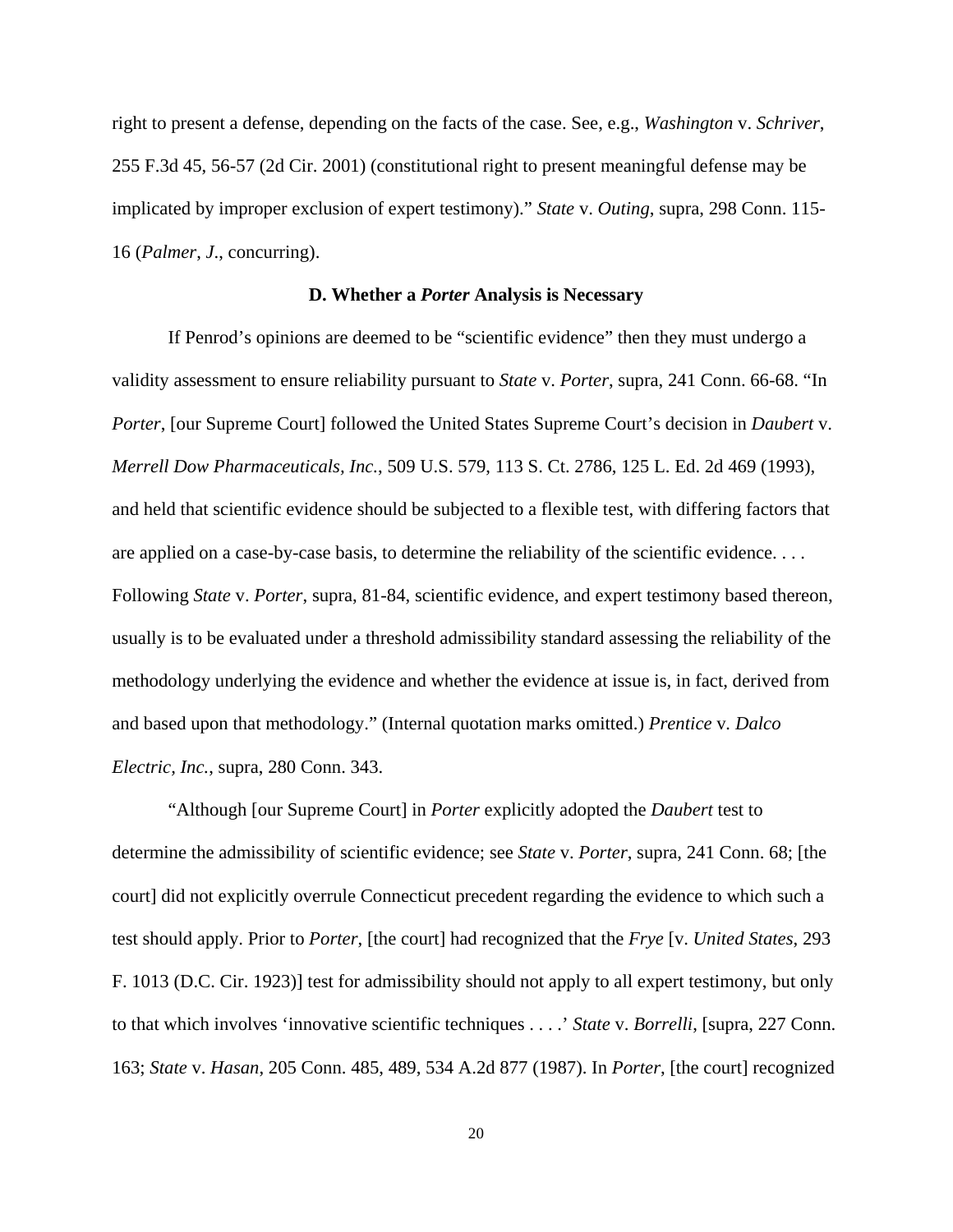right to present a defense, depending on the facts of the case. See, e.g., *Washington* v. *Schriver*, 255 F.3d 45, 56-57 (2d Cir. 2001) (constitutional right to present meaningful defense may be implicated by improper exclusion of expert testimony).” *State* v. *Outing*, supra, 298 Conn. 115-16 (*Palmer*, *J*., concurring).

### D. Whether a *Porter* Analysis is Necessary

If Penrod’s opinions are deemed to be “scientific evidence” then they must undergo a validity assessment to ensure reliability pursuant to *State* v. *Porter*, supra, 241 Conn. 66-68. “In *Porter*, [our Supreme Court] followed the United States Supreme Court’s decision in *Daubert* v. *Merrell Dow Pharmaceuticals, Inc.*, 509 U.S. 579, 113 S. Ct. 2786, 125 L. Ed. 2d 469 (1993), and held that scientific evidence should be subjected to a flexible test, with differing factors that are applied on a case-by-case basis, to determine the reliability of the scientific evidence. . . . Following *State* v. *Porter*, supra, 81-84, scientific evidence, and expert testimony based thereon, usually is to be evaluated under a threshold admissibility standard assessing the reliability of the methodology underlying the evidence and whether the evidence at issue is, in fact, derived from and based upon that methodology.” (Internal quotation marks omitted.) *Prentice* v. *Dalco Electric, Inc.*, supra, 280 Conn. 343.

“Although [our Supreme Court] in *Porter* explicitly adopted the *Daubert* test to determine the admissibility of scientific evidence; see *State* v. *Porter*, supra, 241 Conn. 68; [the court] did not explicitly overrule Connecticut precedent regarding the evidence to which such a test should apply. Prior to *Porter*, [the court] had recognized that the *Frye* [v. *United States*, 293 F. 1013 (D.C. Cir. 1923)] test for admissibility should not apply to all expert testimony, but only to that which involves ‘innovative scientific techniques . . . .’ *State* v. *Borrelli*, [supra, 227 Conn. 163; *State* v. *Hasan*, 205 Conn. 485, 489, 534 A.2d 877 (1987). In *Porter*, [the court] recognized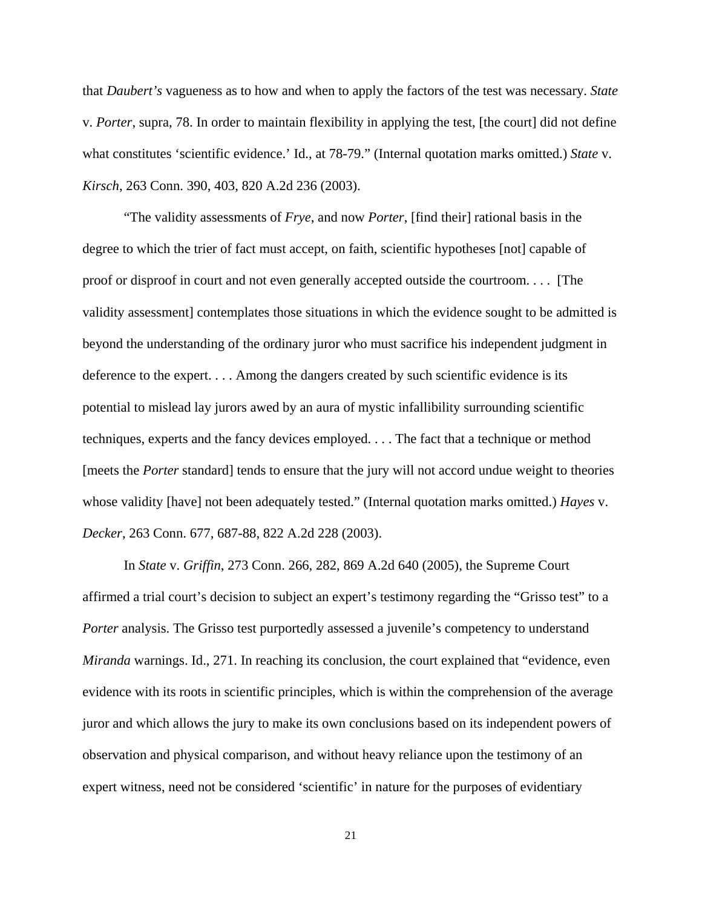that *Daubert's* vagueness as to how and when to apply the factors of the test was necessary. *State* v. *Porter*, supra, 78. In order to maintain flexibility in applying the test, [the court] did not define what constitutes 'scientific evidence.' Id., at 78-79." (Internal quotation marks omitted.) *State* v. *Kirsch*, 263 Conn. 390, 403, 820 A.2d 236 (2003).

"The validity assessments of *Frye*, and now *Porter*, [find their] rational basis in the degree to which the trier of fact must accept, on faith, scientific hypotheses [not] capable of proof or disproof in court and not even generally accepted outside the courtroom. . . . [The validity assessment] contemplates those situations in which the evidence sought to be admitted is beyond the understanding of the ordinary juror who must sacrifice his independent judgment in deference to the expert. . . . Among the dangers created by such scientific evidence is its potential to mislead lay jurors awed by an aura of mystic infallibility surrounding scientific techniques, experts and the fancy devices employed. . . . The fact that a technique or method [meets the *Porter* standard] tends to ensure that the jury will not accord undue weight to theories whose validity [have] not been adequately tested." (Internal quotation marks omitted.) *Hayes* v. *Decker*, 263 Conn. 677, 687-88, 822 A.2d 228 (2003).

In *State* v. *Griffin*, 273 Conn. 266, 282, 869 A.2d 640 (2005), the Supreme Court affirmed a trial court's decision to subject an expert's testimony regarding the "Grisso test" to a *Porter* analysis. The Grisso test purportedly assessed a juvenile's competency to understand *Miranda* warnings. Id., 271. In reaching its conclusion, the court explained that "evidence, even evidence with its roots in scientific principles, which is within the comprehension of the average juror and which allows the jury to make its own conclusions based on its independent powers of observation and physical comparison, and without heavy reliance upon the testimony of an expert witness, need not be considered 'scientific' in nature for the purposes of evidentiary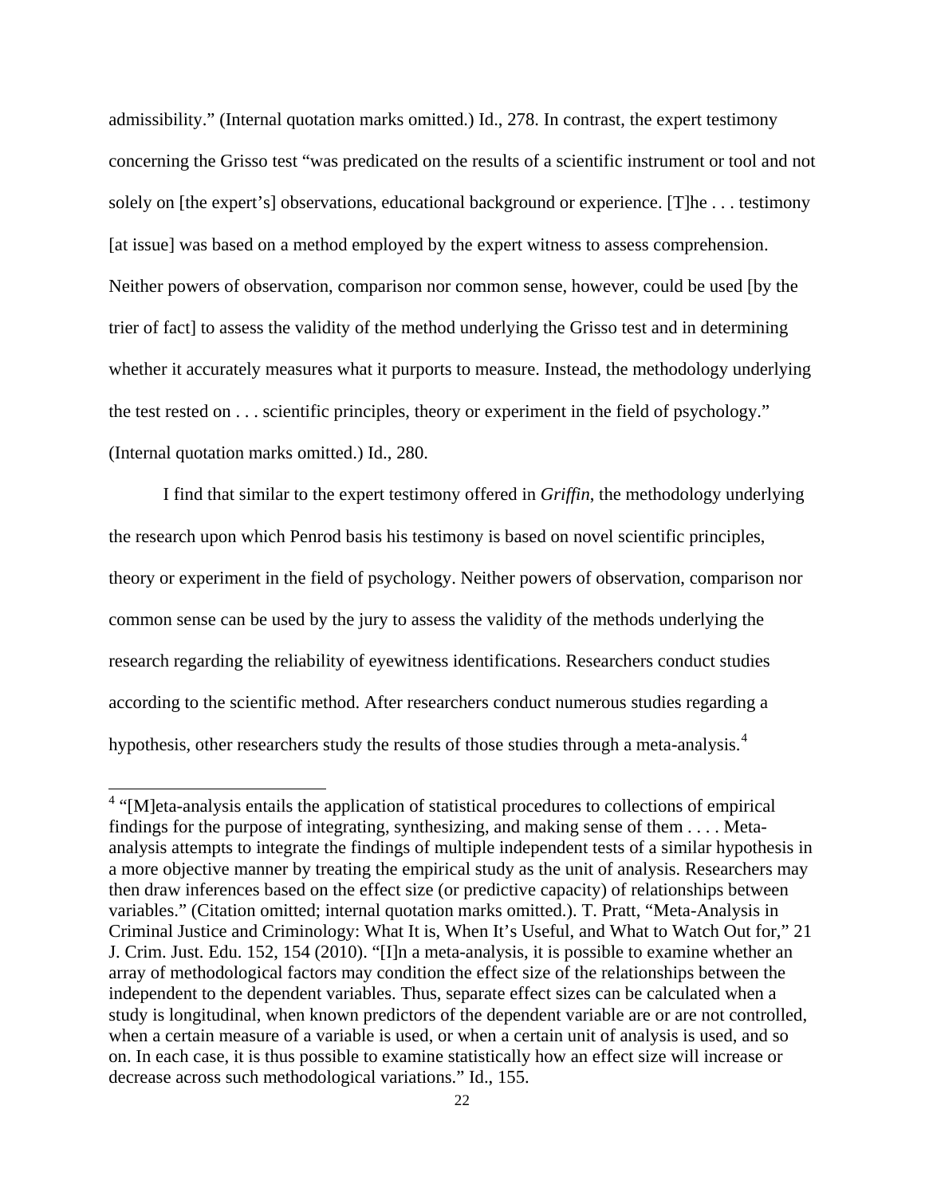admissibility." (Internal quotation marks omitted.) Id., 278. In contrast, the expert testimony concerning the Grisso test "was predicated on the results of a scientific instrument or tool and not solely on [the expert's] observations, educational background or experience. [T]he . . . testimony [at issue] was based on a method employed by the expert witness to assess comprehension. Neither powers of observation, comparison nor common sense, however, could be used [by the trier of fact] to assess the validity of the method underlying the Grisso test and in determining whether it accurately measures what it purports to measure. Instead, the methodology underlying the test rested on . . . scientific principles, theory or experiment in the field of psychology." (Internal quotation marks omitted.) Id., 280.

I find that similar to the expert testimony offered in *Griffin*, the methodology underlying the research upon which Penrod basis his testimony is based on novel scientific principles, theory or experiment in the field of psychology. Neither powers of observation, comparison nor common sense can be used by the jury to assess the validity of the methods underlying the research regarding the reliability of eyewitness identifications. Researchers conduct studies according to the scientific method. After researchers conduct numerous studies regarding a hypothesis, other researchers study the results of those studies through a meta-analysis.[4]

---

[4] "[M]eta-analysis entails the application of statistical procedures to collections of empirical findings for the purpose of integrating, synthesizing, and making sense of them . . . . Meta-analysis attempts to integrate the findings of multiple independent tests of a similar hypothesis in a more objective manner by treating the empirical study as the unit of analysis. Researchers may then draw inferences based on the effect size (or predictive capacity) of relationships between variables." (Citation omitted; internal quotation marks omitted.). T. Pratt, "Meta-Analysis in Criminal Justice and Criminology: What It is, When It's Useful, and What to Watch Out for," 21 J. Crim. Just. Edu. 152, 154 (2010). "[I]n a meta-analysis, it is possible to examine whether an array of methodological factors may condition the effect size of the relationships between the independent to the dependent variables. Thus, separate effect sizes can be calculated when a study is longitudinal, when known predictors of the dependent variable are or are not controlled, when a certain measure of a variable is used, or when a certain unit of analysis is used, and so on. In each case, it is thus possible to examine statistically how an effect size will increase or decrease across such methodological variations." Id., 155.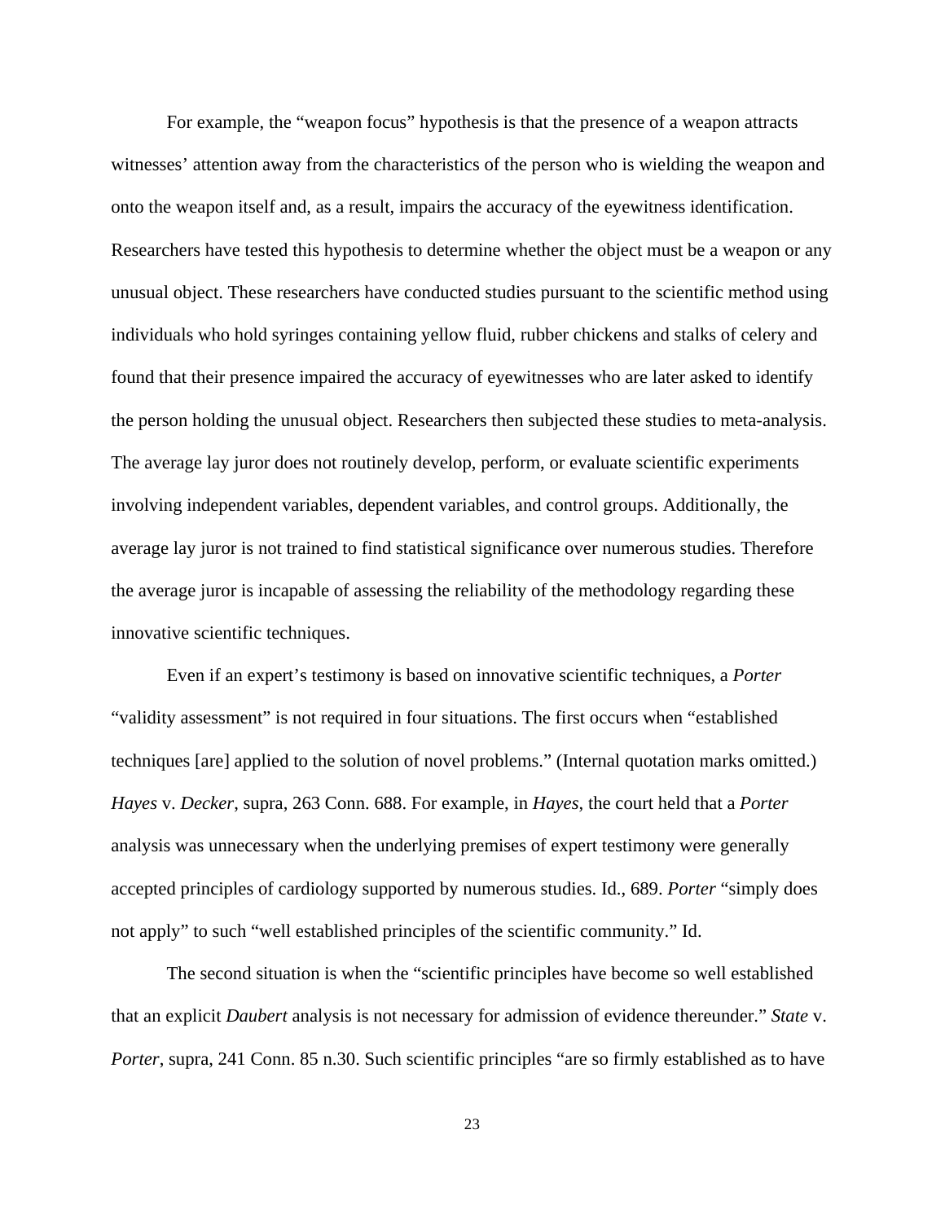For example, the "weapon focus" hypothesis is that the presence of a weapon attracts witnesses' attention away from the characteristics of the person who is wielding the weapon and onto the weapon itself and, as a result, impairs the accuracy of the eyewitness identification. Researchers have tested this hypothesis to determine whether the object must be a weapon or any unusual object. These researchers have conducted studies pursuant to the scientific method using individuals who hold syringes containing yellow fluid, rubber chickens and stalks of celery and found that their presence impaired the accuracy of eyewitnesses who are later asked to identify the person holding the unusual object. Researchers then subjected these studies to meta-analysis. The average lay juror does not routinely develop, perform, or evaluate scientific experiments involving independent variables, dependent variables, and control groups. Additionally, the average lay juror is not trained to find statistical significance over numerous studies. Therefore the average juror is incapable of assessing the reliability of the methodology regarding these innovative scientific techniques.

Even if an expert's testimony is based on innovative scientific techniques, a *Porter* "validity assessment" is not required in four situations. The first occurs when "established techniques [are] applied to the solution of novel problems." (Internal quotation marks omitted.) *Hayes* v. *Decker*, supra, 263 Conn. 688. For example, in *Hayes*, the court held that a *Porter* analysis was unnecessary when the underlying premises of expert testimony were generally accepted principles of cardiology supported by numerous studies. Id., 689. *Porter* "simply does not apply" to such "well established principles of the scientific community." Id.

The second situation is when the "scientific principles have become so well established that an explicit *Daubert* analysis is not necessary for admission of evidence thereunder." *State* v. *Porter*, supra, 241 Conn. 85 n.30. Such scientific principles "are so firmly established as to have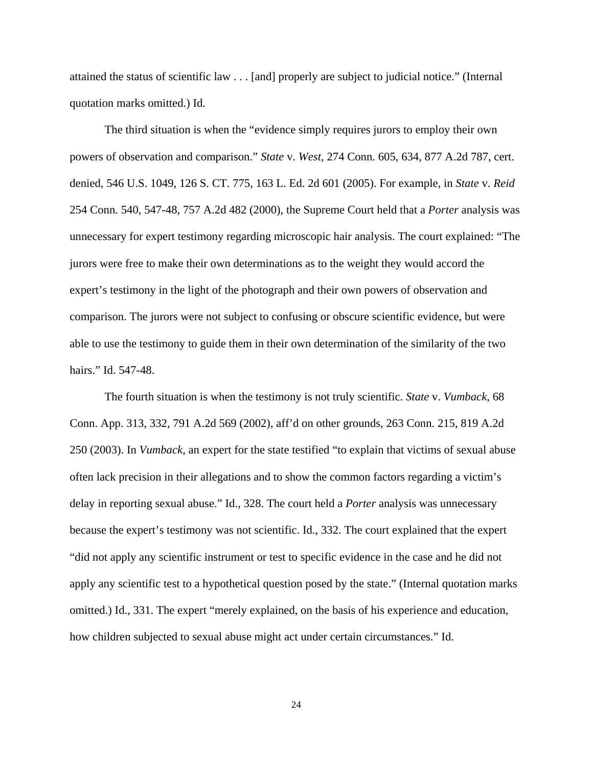attained the status of scientific law . . . [and] properly are subject to judicial notice." (Internal quotation marks omitted.) Id.

The third situation is when the "evidence simply requires jurors to employ their own powers of observation and comparison." *State* v. *West*, 274 Conn. 605, 634, 877 A.2d 787, cert. denied, 546 U.S. 1049, 126 S. CT. 775, 163 L. Ed. 2d 601 (2005). For example, in *State* v. *Reid* 254 Conn. 540, 547-48, 757 A.2d 482 (2000), the Supreme Court held that a *Porter* analysis was unnecessary for expert testimony regarding microscopic hair analysis. The court explained: "The jurors were free to make their own determinations as to the weight they would accord the expert's testimony in the light of the photograph and their own powers of observation and comparison. The jurors were not subject to confusing or obscure scientific evidence, but were able to use the testimony to guide them in their own determination of the similarity of the two hairs." Id. 547-48.

The fourth situation is when the testimony is not truly scientific. *State* v. *Vumback*, 68 Conn. App. 313, 332, 791 A.2d 569 (2002), aff'd on other grounds, 263 Conn. 215, 819 A.2d 250 (2003). In *Vumback*, an expert for the state testified "to explain that victims of sexual abuse often lack precision in their allegations and to show the common factors regarding a victim's delay in reporting sexual abuse." Id., 328. The court held a *Porter* analysis was unnecessary because the expert's testimony was not scientific. Id., 332. The court explained that the expert "did not apply any scientific instrument or test to specific evidence in the case and he did not apply any scientific test to a hypothetical question posed by the state." (Internal quotation marks omitted.) Id., 331. The expert "merely explained, on the basis of his experience and education, how children subjected to sexual abuse might act under certain circumstances." Id.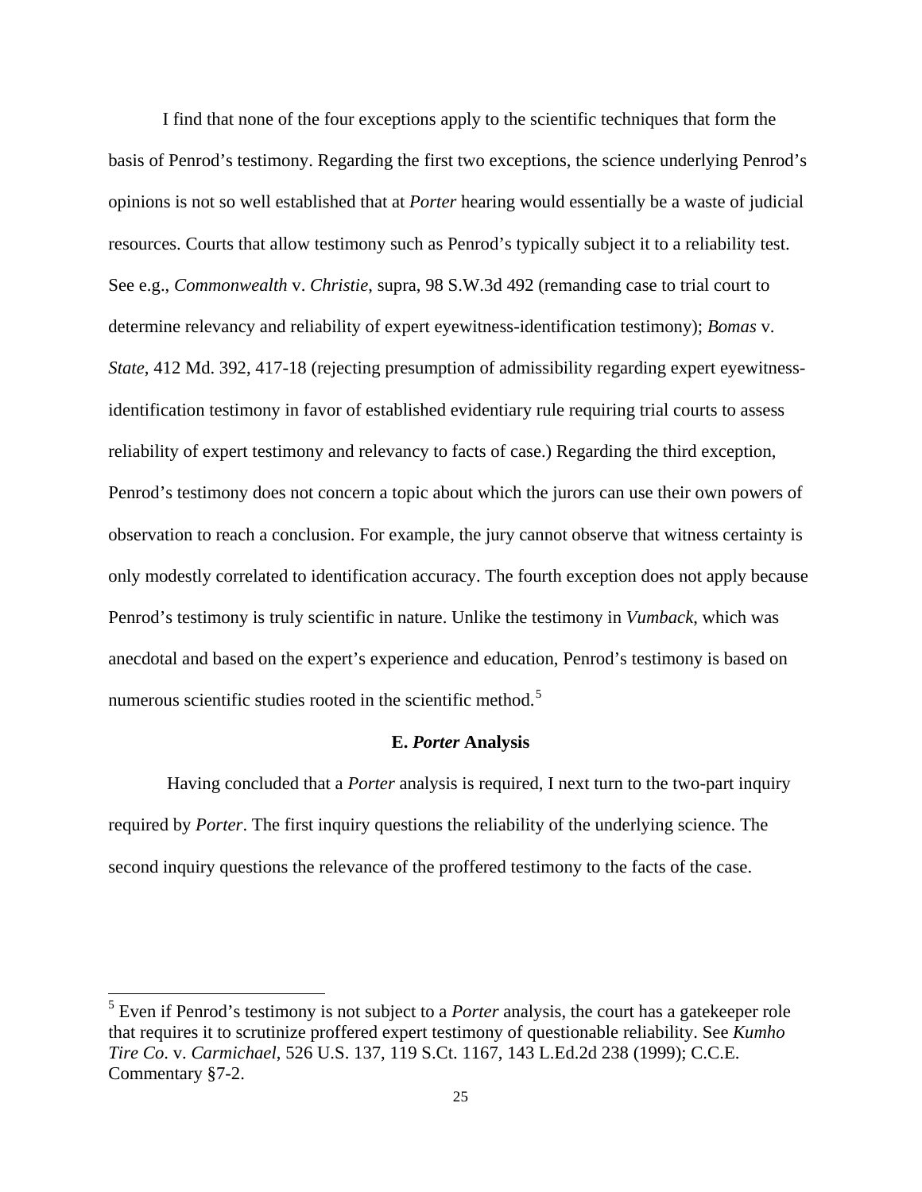I find that none of the four exceptions apply to the scientific techniques that form the basis of Penrod's testimony. Regarding the first two exceptions, the science underlying Penrod's opinions is not so well established that at *Porter* hearing would essentially be a waste of judicial resources. Courts that allow testimony such as Penrod's typically subject it to a reliability test. See e.g., *Commonwealth* v. *Christie*, supra, 98 S.W.3d 492 (remanding case to trial court to determine relevancy and reliability of expert eyewitness-identification testimony); *Bomas* v. *State*, 412 Md. 392, 417-18 (rejecting presumption of admissibility regarding expert eyewitness-identification testimony in favor of established evidentiary rule requiring trial courts to assess reliability of expert testimony and relevancy to facts of case.) Regarding the third exception, Penrod's testimony does not concern a topic about which the jurors can use their own powers of observation to reach a conclusion. For example, the jury cannot observe that witness certainty is only modestly correlated to identification accuracy. The fourth exception does not apply because Penrod's testimony is truly scientific in nature. Unlike the testimony in *Vumback,* which was anecdotal and based on the expert's experience and education, Penrod's testimony is based on numerous scientific studies rooted in the scientific method.[5]

**E. *Porter* Analysis**

Having concluded that a *Porter* analysis is required, I next turn to the two-part inquiry required by *Porter*. The first inquiry questions the reliability of the underlying science. The second inquiry questions the relevance of the proffered testimony to the facts of the case.

---

[5] Even if Penrod's testimony is not subject to a *Porter* analysis, the court has a gatekeeper role that requires it to scrutinize proffered expert testimony of questionable reliability. See *Kumho Tire Co*. v. *Carmichael*, 526 U.S. 137, 119 S.Ct. 1167, 143 L.Ed.2d 238 (1999); C.C.E. Commentary §7-2.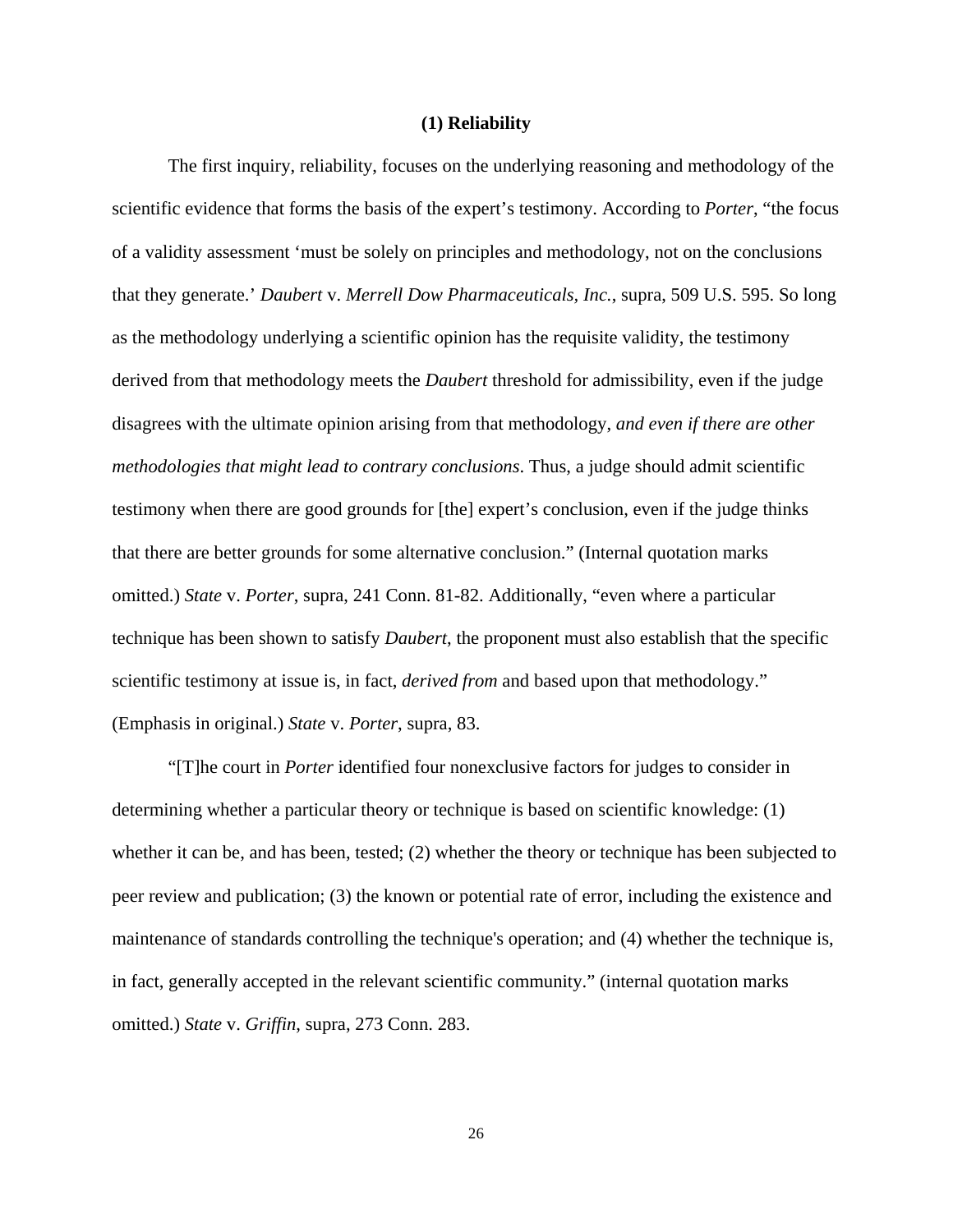### (1) Reliability

The first inquiry, reliability, focuses on the underlying reasoning and methodology of the scientific evidence that forms the basis of the expert's testimony. According to *Porter*, "the focus of a validity assessment 'must be solely on principles and methodology, not on the conclusions that they generate.' *Daubert* v. *Merrell Dow Pharmaceuticals, Inc.*, supra, 509 U.S. 595. So long as the methodology underlying a scientific opinion has the requisite validity, the testimony derived from that methodology meets the *Daubert* threshold for admissibility, even if the judge disagrees with the ultimate opinion arising from that methodology, *and even if there are other methodologies that might lead to contrary conclusions*. Thus, a judge should admit scientific testimony when there are good grounds for [the] expert's conclusion, even if the judge thinks that there are better grounds for some alternative conclusion." (Internal quotation marks omitted.) *State* v. *Porter*, supra, 241 Conn. 81-82. Additionally, "even where a particular technique has been shown to satisfy *Daubert*, the proponent must also establish that the specific scientific testimony at issue is, in fact, *derived from* and based upon that methodology." (Emphasis in original.) *State* v. *Porter*, supra, 83.

"[T]he court in *Porter* identified four nonexclusive factors for judges to consider in determining whether a particular theory or technique is based on scientific knowledge: (1) whether it can be, and has been, tested; (2) whether the theory or technique has been subjected to peer review and publication; (3) the known or potential rate of error, including the existence and maintenance of standards controlling the technique's operation; and (4) whether the technique is, in fact, generally accepted in the relevant scientific community." (internal quotation marks omitted.) *State* v. *Griffin*, supra, 273 Conn. 283.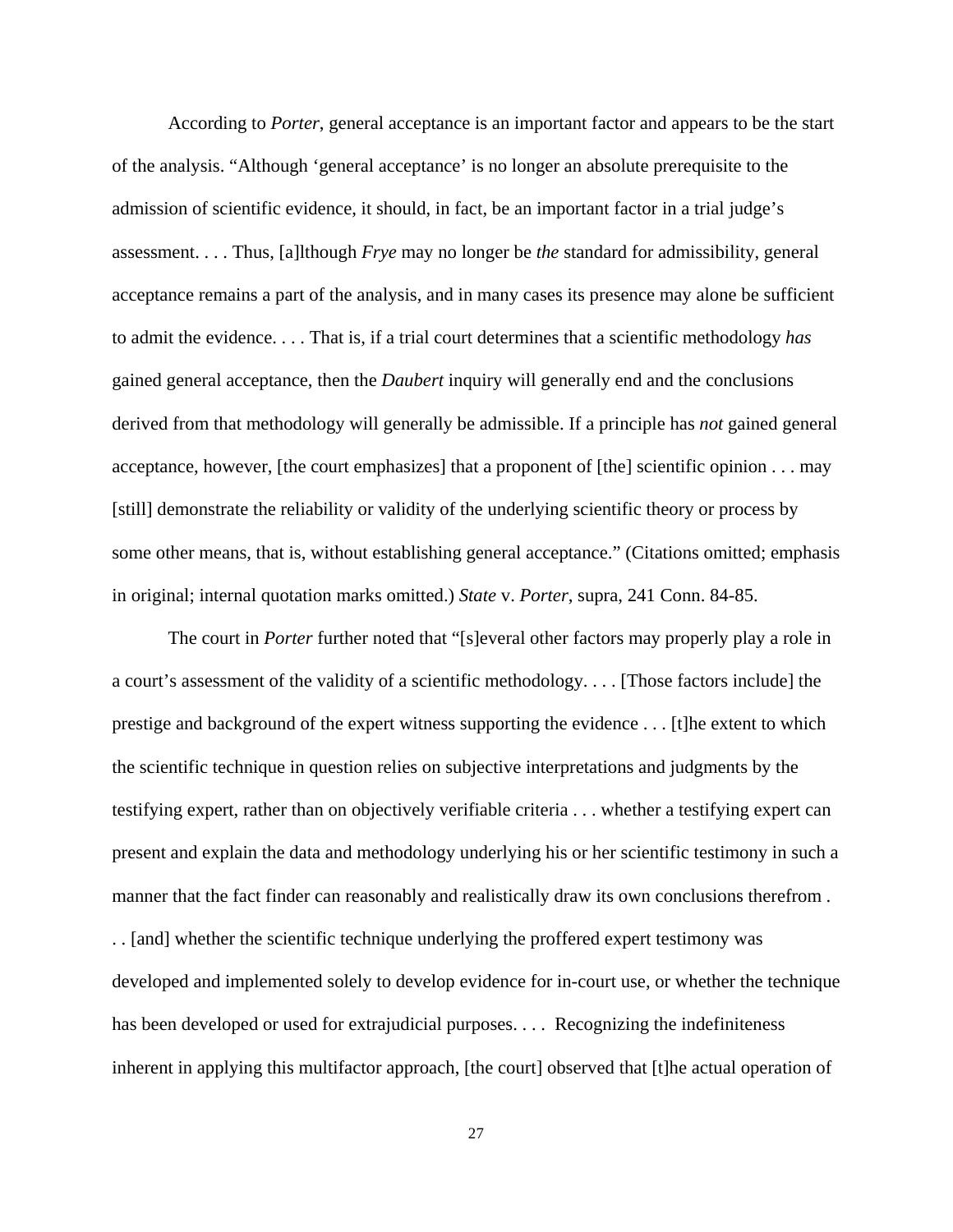According to *Porter*, general acceptance is an important factor and appears to be the start of the analysis. "Although 'general acceptance' is no longer an absolute prerequisite to the admission of scientific evidence, it should, in fact, be an important factor in a trial judge's assessment. . . . Thus, [a]lthough *Frye* may no longer be *the* standard for admissibility, general acceptance remains a part of the analysis, and in many cases its presence may alone be sufficient to admit the evidence. . . . That is, if a trial court determines that a scientific methodology *has* gained general acceptance, then the *Daubert* inquiry will generally end and the conclusions derived from that methodology will generally be admissible. If a principle has *not* gained general acceptance, however, [the court emphasizes] that a proponent of [the] scientific opinion . . . may [still] demonstrate the reliability or validity of the underlying scientific theory or process by some other means, that is, without establishing general acceptance." (Citations omitted; emphasis in original; internal quotation marks omitted.) *State* v. *Porter*, supra, 241 Conn. 84-85.

The court in *Porter* further noted that "[s]everal other factors may properly play a role in a court's assessment of the validity of a scientific methodology. . . . [Those factors include] the prestige and background of the expert witness supporting the evidence . . . [t]he extent to which the scientific technique in question relies on subjective interpretations and judgments by the testifying expert, rather than on objectively verifiable criteria . . . whether a testifying expert can present and explain the data and methodology underlying his or her scientific testimony in such a manner that the fact finder can reasonably and realistically draw its own conclusions therefrom . . . [and] whether the scientific technique underlying the proffered expert testimony was developed and implemented solely to develop evidence for in-court use, or whether the technique has been developed or used for extrajudicial purposes. . . . Recognizing the indefiniteness inherent in applying this multifactor approach, [the court] observed that [t]he actual operation of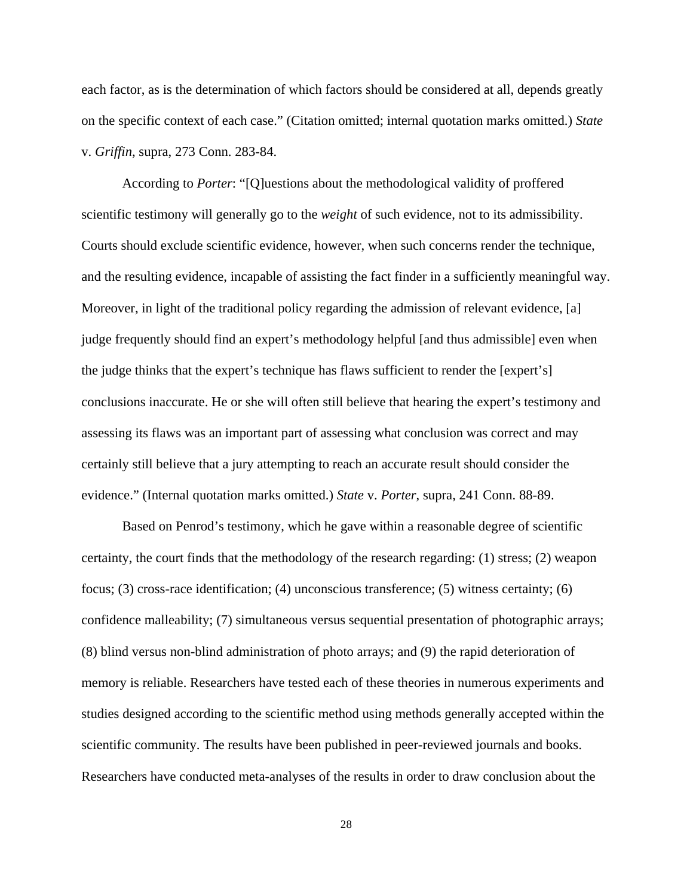each factor, as is the determination of which factors should be considered at all, depends greatly on the specific context of each case." (Citation omitted; internal quotation marks omitted.) *State* v. *Griffin*, supra, 273 Conn. 283-84.

According to *Porter*: "[Q]uestions about the methodological validity of proffered scientific testimony will generally go to the *weight* of such evidence, not to its admissibility. Courts should exclude scientific evidence, however, when such concerns render the technique, and the resulting evidence, incapable of assisting the fact finder in a sufficiently meaningful way. Moreover, in light of the traditional policy regarding the admission of relevant evidence, [a] judge frequently should find an expert's methodology helpful [and thus admissible] even when the judge thinks that the expert's technique has flaws sufficient to render the [expert's] conclusions inaccurate. He or she will often still believe that hearing the expert's testimony and assessing its flaws was an important part of assessing what conclusion was correct and may certainly still believe that a jury attempting to reach an accurate result should consider the evidence." (Internal quotation marks omitted.) *State* v. *Porter*, supra, 241 Conn. 88-89.

Based on Penrod's testimony, which he gave within a reasonable degree of scientific certainty, the court finds that the methodology of the research regarding: (1) stress; (2) weapon focus; (3) cross-race identification; (4) unconscious transference; (5) witness certainty; (6) confidence malleability; (7) simultaneous versus sequential presentation of photographic arrays; (8) blind versus non-blind administration of photo arrays; and (9) the rapid deterioration of memory is reliable. Researchers have tested each of these theories in numerous experiments and studies designed according to the scientific method using methods generally accepted within the scientific community. The results have been published in peer-reviewed journals and books. Researchers have conducted meta-analyses of the results in order to draw conclusion about the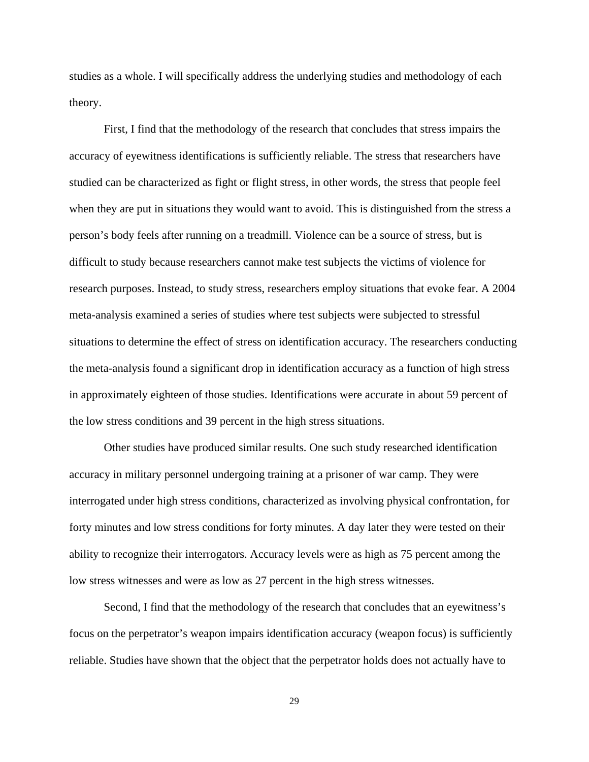studies as a whole. I will specifically address the underlying studies and methodology of each theory.

First, I find that the methodology of the research that concludes that stress impairs the accuracy of eyewitness identifications is sufficiently reliable. The stress that researchers have studied can be characterized as fight or flight stress, in other words, the stress that people feel when they are put in situations they would want to avoid. This is distinguished from the stress a person's body feels after running on a treadmill. Violence can be a source of stress, but is difficult to study because researchers cannot make test subjects the victims of violence for research purposes. Instead, to study stress, researchers employ situations that evoke fear. A 2004 meta-analysis examined a series of studies where test subjects were subjected to stressful situations to determine the effect of stress on identification accuracy. The researchers conducting the meta-analysis found a significant drop in identification accuracy as a function of high stress in approximately eighteen of those studies. Identifications were accurate in about 59 percent of the low stress conditions and 39 percent in the high stress situations.

Other studies have produced similar results. One such study researched identification accuracy in military personnel undergoing training at a prisoner of war camp. They were interrogated under high stress conditions, characterized as involving physical confrontation, for forty minutes and low stress conditions for forty minutes. A day later they were tested on their ability to recognize their interrogators. Accuracy levels were as high as 75 percent among the low stress witnesses and were as low as 27 percent in the high stress witnesses.

Second, I find that the methodology of the research that concludes that an eyewitness's focus on the perpetrator's weapon impairs identification accuracy (weapon focus) is sufficiently reliable. Studies have shown that the object that the perpetrator holds does not actually have to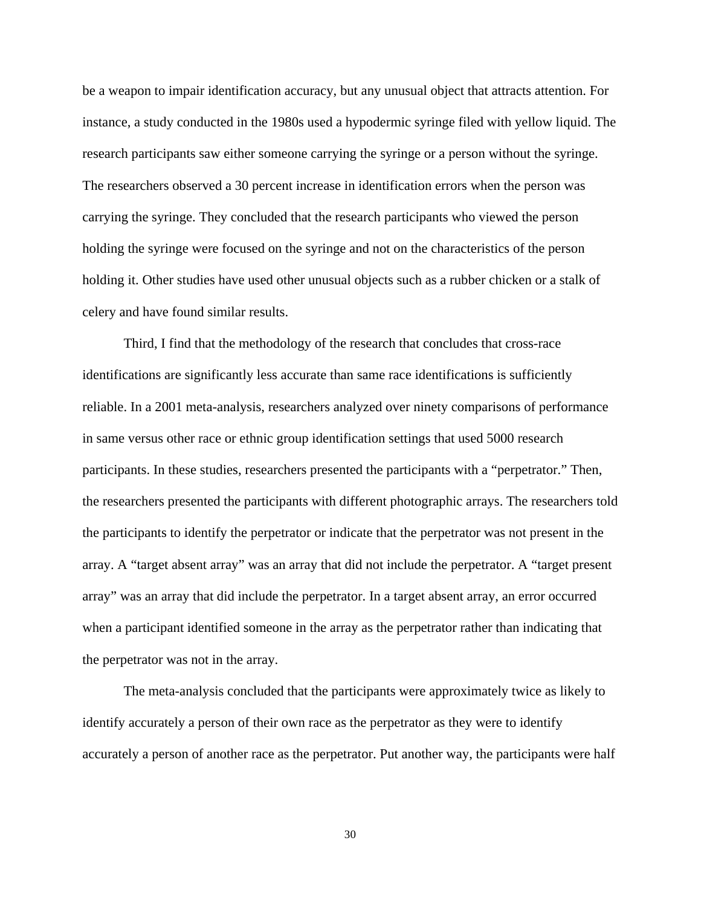be a weapon to impair identification accuracy, but any unusual object that attracts attention. For instance, a study conducted in the 1980s used a hypodermic syringe filed with yellow liquid. The research participants saw either someone carrying the syringe or a person without the syringe. The researchers observed a 30 percent increase in identification errors when the person was carrying the syringe. They concluded that the research participants who viewed the person holding the syringe were focused on the syringe and not on the characteristics of the person holding it. Other studies have used other unusual objects such as a rubber chicken or a stalk of celery and have found similar results.

Third, I find that the methodology of the research that concludes that cross-race identifications are significantly less accurate than same race identifications is sufficiently reliable. In a 2001 meta-analysis, researchers analyzed over ninety comparisons of performance in same versus other race or ethnic group identification settings that used 5000 research participants. In these studies, researchers presented the participants with a "perpetrator." Then, the researchers presented the participants with different photographic arrays. The researchers told the participants to identify the perpetrator or indicate that the perpetrator was not present in the array. A "target absent array" was an array that did not include the perpetrator. A "target present array" was an array that did include the perpetrator. In a target absent array, an error occurred when a participant identified someone in the array as the perpetrator rather than indicating that the perpetrator was not in the array.

The meta-analysis concluded that the participants were approximately twice as likely to identify accurately a person of their own race as the perpetrator as they were to identify accurately a person of another race as the perpetrator. Put another way, the participants were half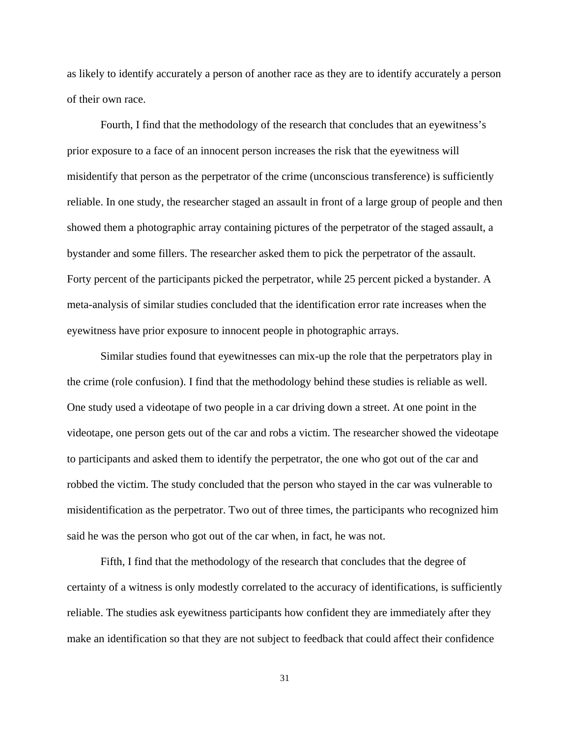as likely to identify accurately a person of another race as they are to identify accurately a person of their own race.

Fourth, I find that the methodology of the research that concludes that an eyewitness's prior exposure to a face of an innocent person increases the risk that the eyewitness will misidentify that person as the perpetrator of the crime (unconscious transference) is sufficiently reliable. In one study, the researcher staged an assault in front of a large group of people and then showed them a photographic array containing pictures of the perpetrator of the staged assault, a bystander and some fillers. The researcher asked them to pick the perpetrator of the assault. Forty percent of the participants picked the perpetrator, while 25 percent picked a bystander. A meta-analysis of similar studies concluded that the identification error rate increases when the eyewitness have prior exposure to innocent people in photographic arrays.

Similar studies found that eyewitnesses can mix-up the role that the perpetrators play in the crime (role confusion). I find that the methodology behind these studies is reliable as well. One study used a videotape of two people in a car driving down a street. At one point in the videotape, one person gets out of the car and robs a victim. The researcher showed the videotape to participants and asked them to identify the perpetrator, the one who got out of the car and robbed the victim. The study concluded that the person who stayed in the car was vulnerable to misidentification as the perpetrator. Two out of three times, the participants who recognized him said he was the person who got out of the car when, in fact, he was not.

Fifth, I find that the methodology of the research that concludes that the degree of certainty of a witness is only modestly correlated to the accuracy of identifications, is sufficiently reliable. The studies ask eyewitness participants how confident they are immediately after they make an identification so that they are not subject to feedback that could affect their confidence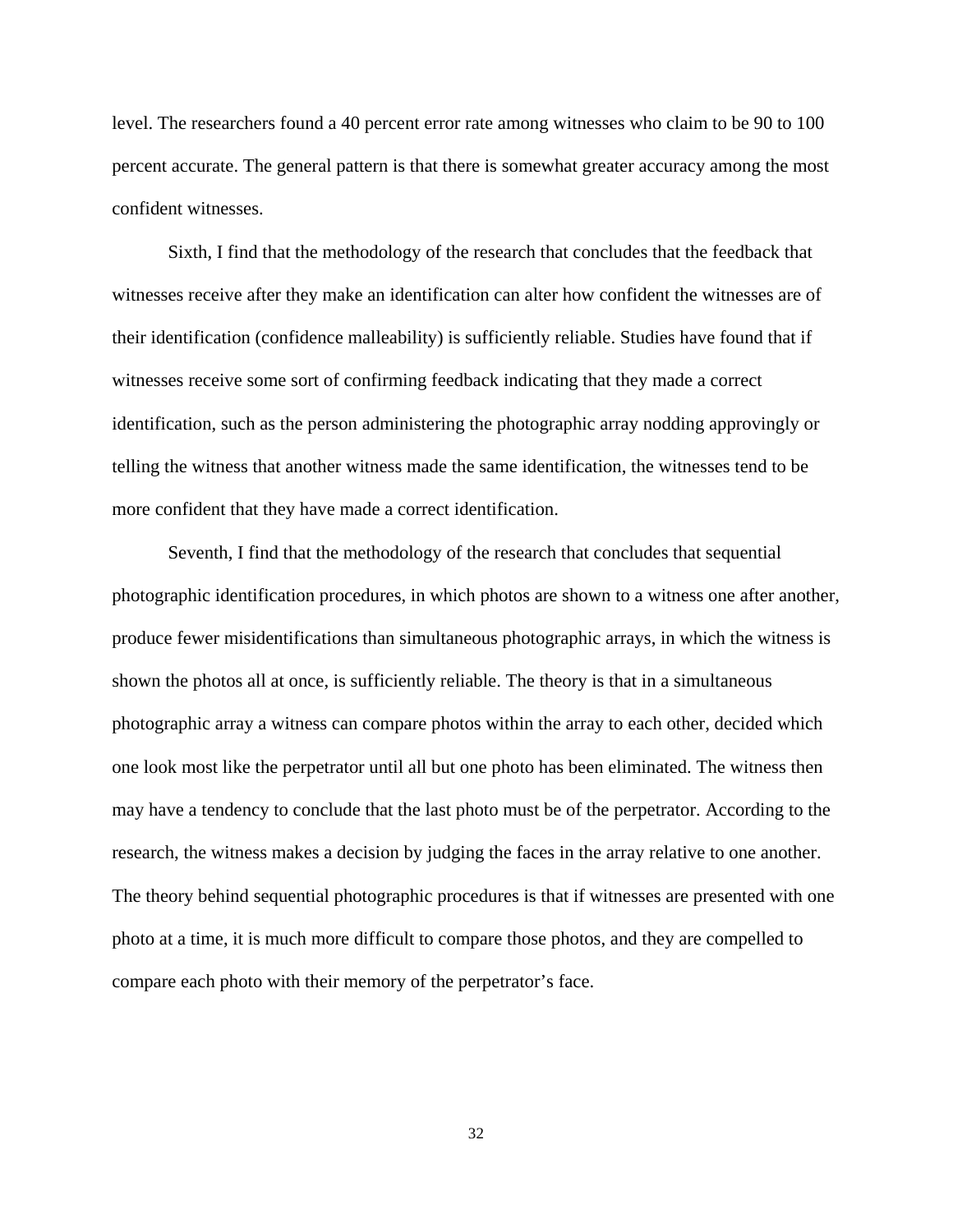level. The researchers found a 40 percent error rate among witnesses who claim to be 90 to 100 percent accurate. The general pattern is that there is somewhat greater accuracy among the most confident witnesses.

Sixth, I find that the methodology of the research that concludes that the feedback that witnesses receive after they make an identification can alter how confident the witnesses are of their identification (confidence malleability) is sufficiently reliable. Studies have found that if witnesses receive some sort of confirming feedback indicating that they made a correct identification, such as the person administering the photographic array nodding approvingly or telling the witness that another witness made the same identification, the witnesses tend to be more confident that they have made a correct identification.

Seventh, I find that the methodology of the research that concludes that sequential photographic identification procedures, in which photos are shown to a witness one after another, produce fewer misidentifications than simultaneous photographic arrays, in which the witness is shown the photos all at once, is sufficiently reliable. The theory is that in a simultaneous photographic array a witness can compare photos within the array to each other, decided which one look most like the perpetrator until all but one photo has been eliminated. The witness then may have a tendency to conclude that the last photo must be of the perpetrator. According to the research, the witness makes a decision by judging the faces in the array relative to one another. The theory behind sequential photographic procedures is that if witnesses are presented with one photo at a time, it is much more difficult to compare those photos, and they are compelled to compare each photo with their memory of the perpetrator's face.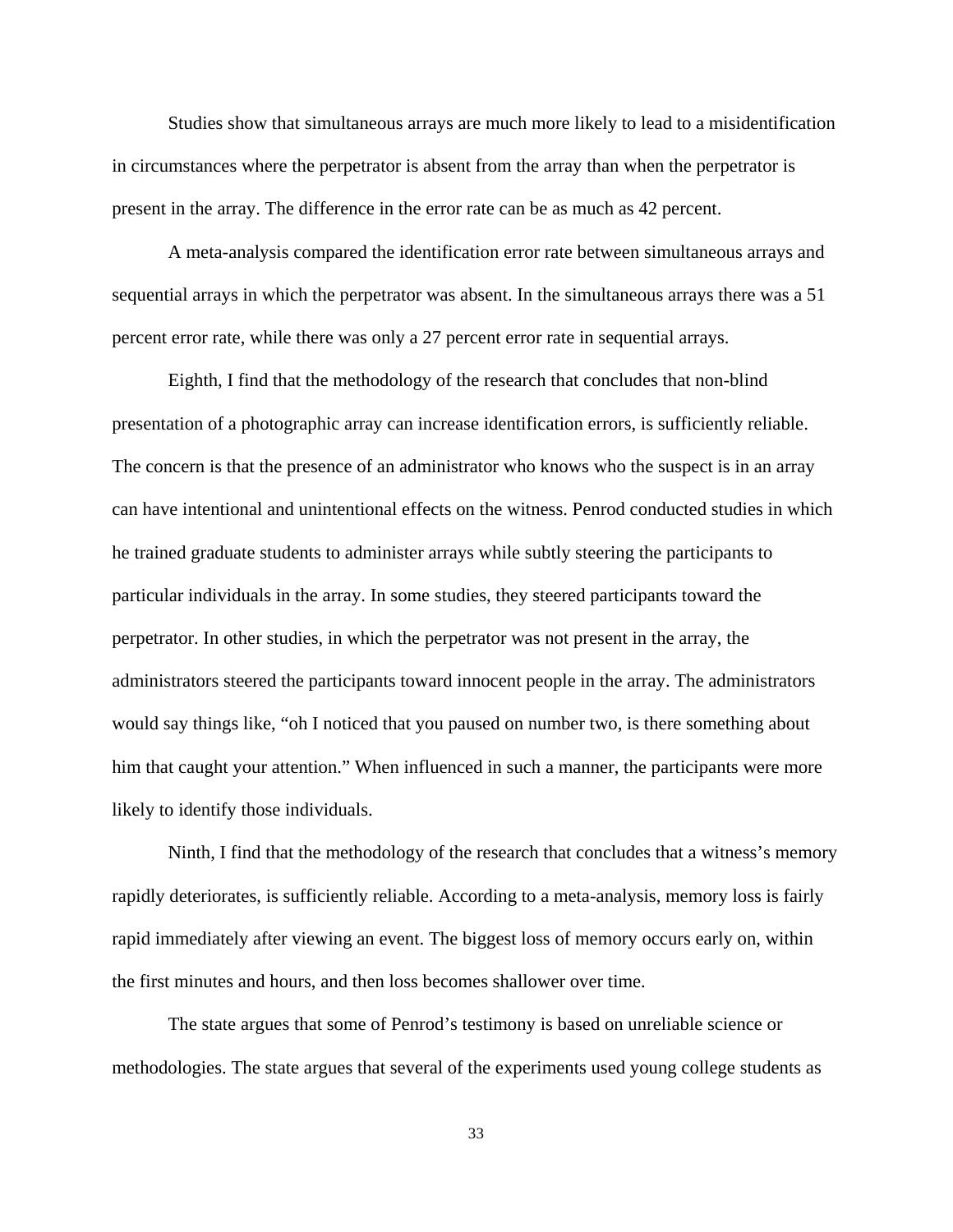Studies show that simultaneous arrays are much more likely to lead to a misidentification in circumstances where the perpetrator is absent from the array than when the perpetrator is present in the array. The difference in the error rate can be as much as 42 percent.

A meta-analysis compared the identification error rate between simultaneous arrays and sequential arrays in which the perpetrator was absent. In the simultaneous arrays there was a 51 percent error rate, while there was only a 27 percent error rate in sequential arrays.

Eighth, I find that the methodology of the research that concludes that non-blind presentation of a photographic array can increase identification errors, is sufficiently reliable. The concern is that the presence of an administrator who knows who the suspect is in an array can have intentional and unintentional effects on the witness. Penrod conducted studies in which he trained graduate students to administer arrays while subtly steering the participants to particular individuals in the array. In some studies, they steered participants toward the perpetrator. In other studies, in which the perpetrator was not present in the array, the administrators steered the participants toward innocent people in the array. The administrators would say things like, "oh I noticed that you paused on number two, is there something about him that caught your attention." When influenced in such a manner, the participants were more likely to identify those individuals.

Ninth, I find that the methodology of the research that concludes that a witness's memory rapidly deteriorates, is sufficiently reliable. According to a meta-analysis, memory loss is fairly rapid immediately after viewing an event. The biggest loss of memory occurs early on, within the first minutes and hours, and then loss becomes shallower over time.

The state argues that some of Penrod's testimony is based on unreliable science or methodologies. The state argues that several of the experiments used young college students as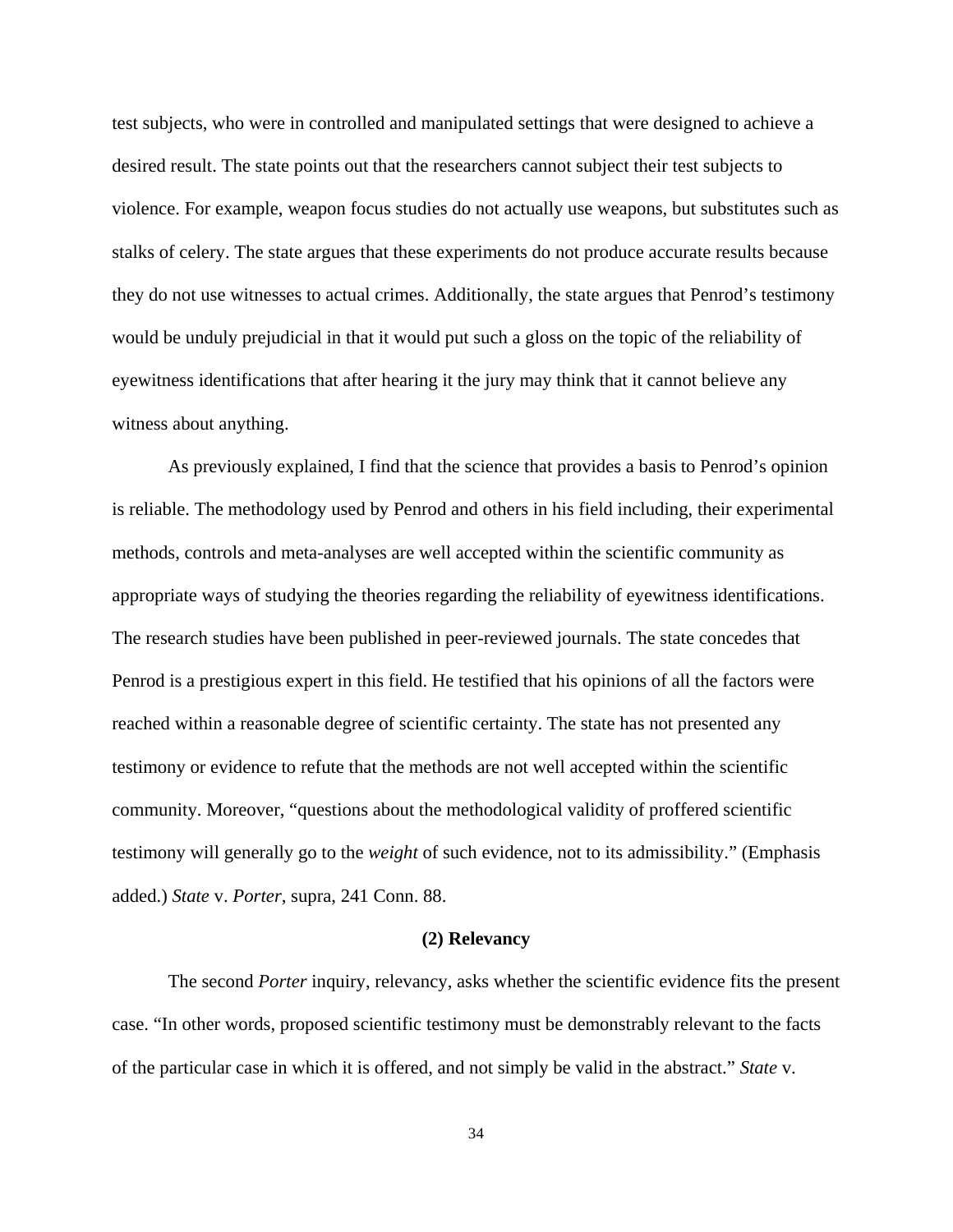test subjects, who were in controlled and manipulated settings that were designed to achieve a desired result. The state points out that the researchers cannot subject their test subjects to violence. For example, weapon focus studies do not actually use weapons, but substitutes such as stalks of celery. The state argues that these experiments do not produce accurate results because they do not use witnesses to actual crimes. Additionally, the state argues that Penrod's testimony would be unduly prejudicial in that it would put such a gloss on the topic of the reliability of eyewitness identifications that after hearing it the jury may think that it cannot believe any witness about anything.

As previously explained, I find that the science that provides a basis to Penrod's opinion is reliable. The methodology used by Penrod and others in his field including, their experimental methods, controls and meta-analyses are well accepted within the scientific community as appropriate ways of studying the theories regarding the reliability of eyewitness identifications. The research studies have been published in peer-reviewed journals. The state concedes that Penrod is a prestigious expert in this field. He testified that his opinions of all the factors were reached within a reasonable degree of scientific certainty. The state has not presented any testimony or evidence to refute that the methods are not well accepted within the scientific community. Moreover, "questions about the methodological validity of proffered scientific testimony will generally go to the *weight* of such evidence, not to its admissibility." (Emphasis added.) *State* v. *Porter*, supra, 241 Conn. 88.

**(2) Relevancy**

The second *Porter* inquiry, relevancy, asks whether the scientific evidence fits the present case. "In other words, proposed scientific testimony must be demonstrably relevant to the facts of the particular case in which it is offered, and not simply be valid in the abstract." *State* v.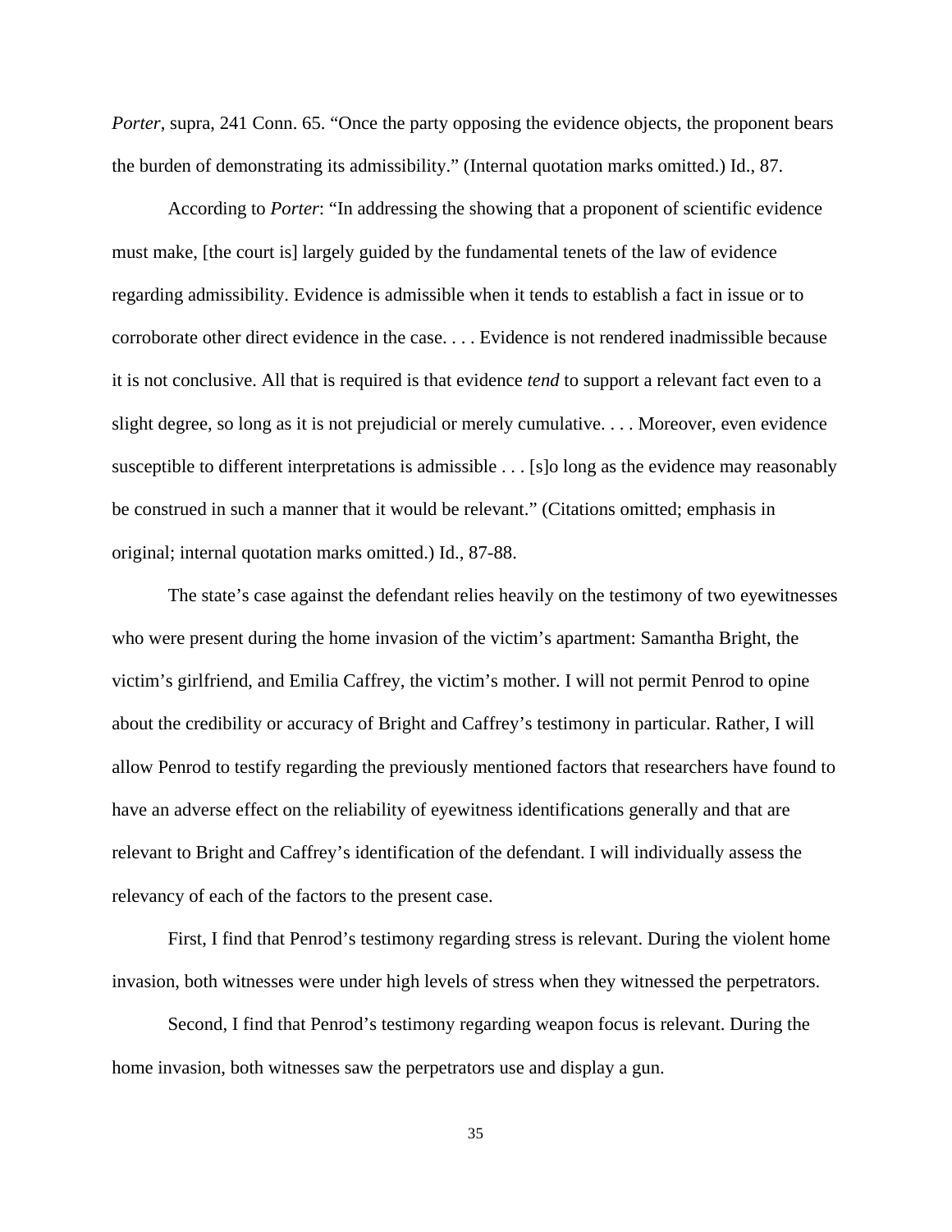*Porter*, supra, 241 Conn. 65. "Once the party opposing the evidence objects, the proponent bears the burden of demonstrating its admissibility." (Internal quotation marks omitted.) Id., 87.

According to *Porter*: "In addressing the showing that a proponent of scientific evidence must make, [the court is] largely guided by the fundamental tenets of the law of evidence regarding admissibility. Evidence is admissible when it tends to establish a fact in issue or to corroborate other direct evidence in the case. . . . Evidence is not rendered inadmissible because it is not conclusive. All that is required is that evidence *tend* to support a relevant fact even to a slight degree, so long as it is not prejudicial or merely cumulative. . . . Moreover, even evidence susceptible to different interpretations is admissible . . . [s]o long as the evidence may reasonably be construed in such a manner that it would be relevant." (Citations omitted; emphasis in original; internal quotation marks omitted.) Id., 87-88.

The state's case against the defendant relies heavily on the testimony of two eyewitnesses who were present during the home invasion of the victim's apartment: Samantha Bright, the victim's girlfriend, and Emilia Caffrey, the victim's mother. I will not permit Penrod to opine about the credibility or accuracy of Bright and Caffrey's testimony in particular. Rather, I will allow Penrod to testify regarding the previously mentioned factors that researchers have found to have an adverse effect on the reliability of eyewitness identifications generally and that are relevant to Bright and Caffrey's identification of the defendant. I will individually assess the relevancy of each of the factors to the present case.

First, I find that Penrod's testimony regarding stress is relevant. During the violent home invasion, both witnesses were under high levels of stress when they witnessed the perpetrators.

Second, I find that Penrod's testimony regarding weapon focus is relevant. During the home invasion, both witnesses saw the perpetrators use and display a gun.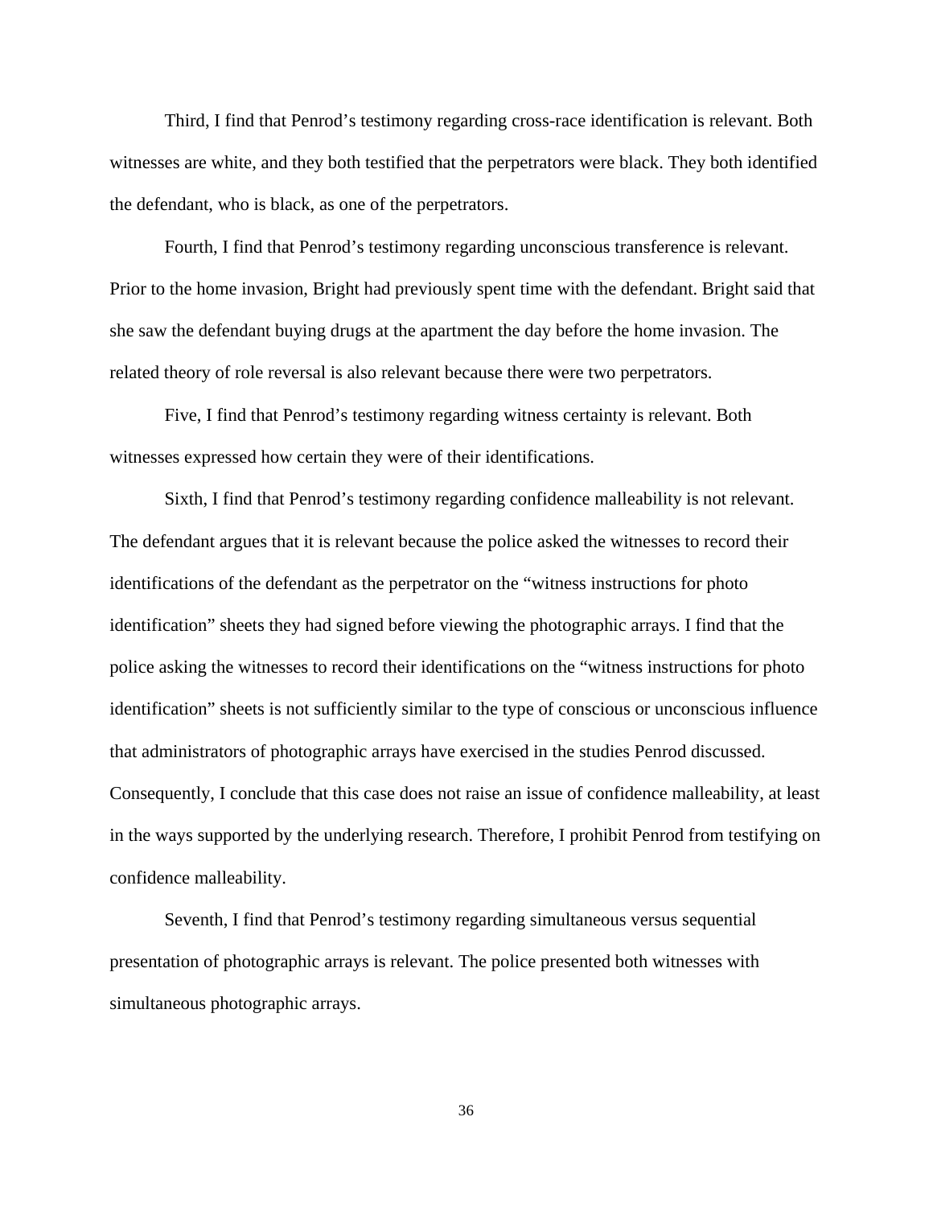Third, I find that Penrod's testimony regarding cross-race identification is relevant. Both witnesses are white, and they both testified that the perpetrators were black. They both identified the defendant, who is black, as one of the perpetrators.

Fourth, I find that Penrod's testimony regarding unconscious transference is relevant. Prior to the home invasion, Bright had previously spent time with the defendant. Bright said that she saw the defendant buying drugs at the apartment the day before the home invasion. The related theory of role reversal is also relevant because there were two perpetrators.

Five, I find that Penrod's testimony regarding witness certainty is relevant. Both witnesses expressed how certain they were of their identifications.

Sixth, I find that Penrod's testimony regarding confidence malleability is not relevant. The defendant argues that it is relevant because the police asked the witnesses to record their identifications of the defendant as the perpetrator on the "witness instructions for photo identification" sheets they had signed before viewing the photographic arrays. I find that the police asking the witnesses to record their identifications on the "witness instructions for photo identification" sheets is not sufficiently similar to the type of conscious or unconscious influence that administrators of photographic arrays have exercised in the studies Penrod discussed. Consequently, I conclude that this case does not raise an issue of confidence malleability, at least in the ways supported by the underlying research. Therefore, I prohibit Penrod from testifying on confidence malleability.

Seventh, I find that Penrod's testimony regarding simultaneous versus sequential presentation of photographic arrays is relevant. The police presented both witnesses with simultaneous photographic arrays.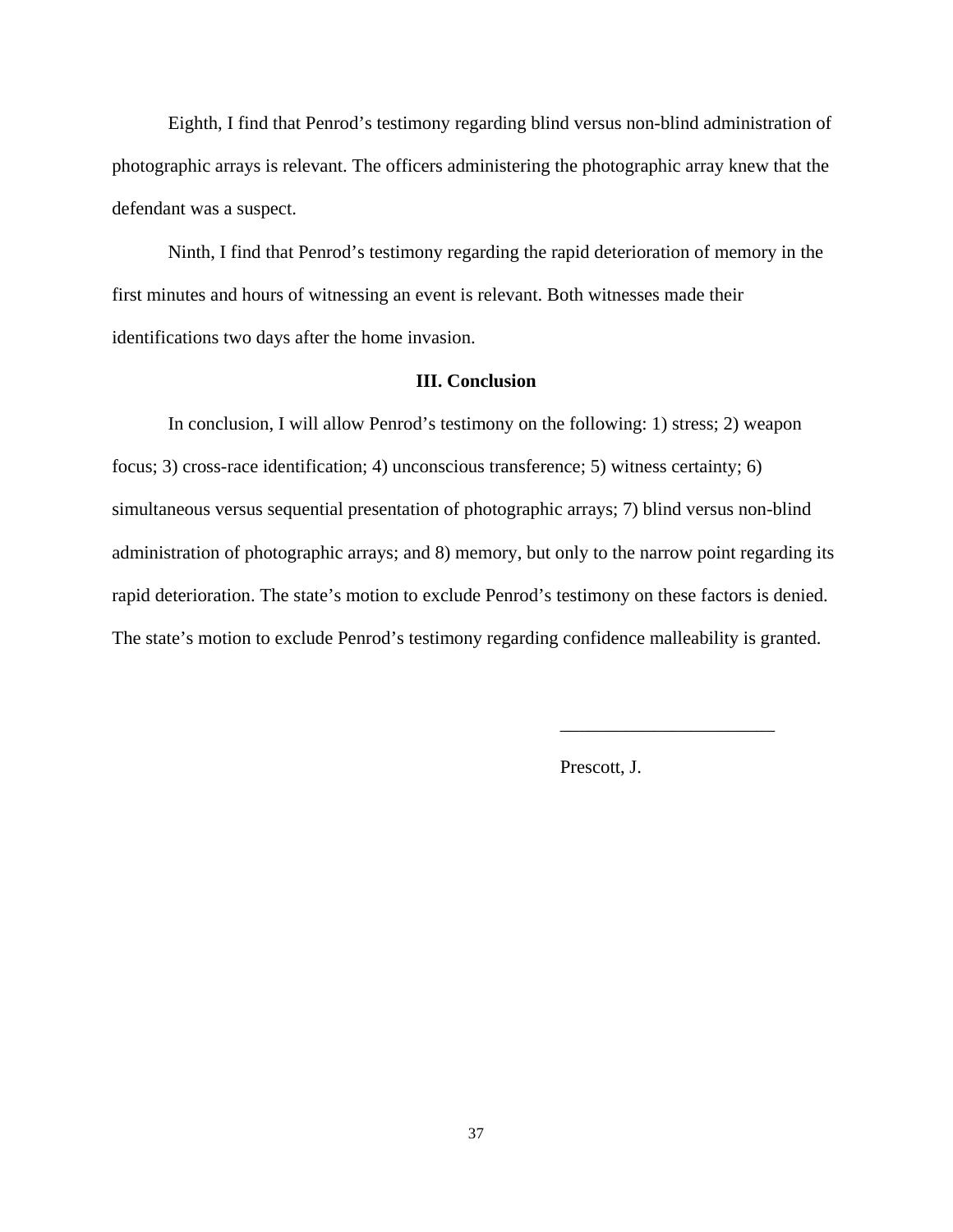Eighth, I find that Penrod's testimony regarding blind versus non-blind administration of photographic arrays is relevant. The officers administering the photographic array knew that the defendant was a suspect.

Ninth, I find that Penrod's testimony regarding the rapid deterioration of memory in the first minutes and hours of witnessing an event is relevant. Both witnesses made their identifications two days after the home invasion.

### III. Conclusion

In conclusion, I will allow Penrod's testimony on the following: 1) stress; 2) weapon focus; 3) cross-race identification; 4) unconscious transference; 5) witness certainty; 6) simultaneous versus sequential presentation of photographic arrays; 7) blind versus non-blind administration of photographic arrays; and 8) memory, but only to the narrow point regarding its rapid deterioration. The state's motion to exclude Penrod's testimony on these factors is denied. The state's motion to exclude Penrod's testimony regarding confidence malleability is granted.

_______________________

Prescott, J.